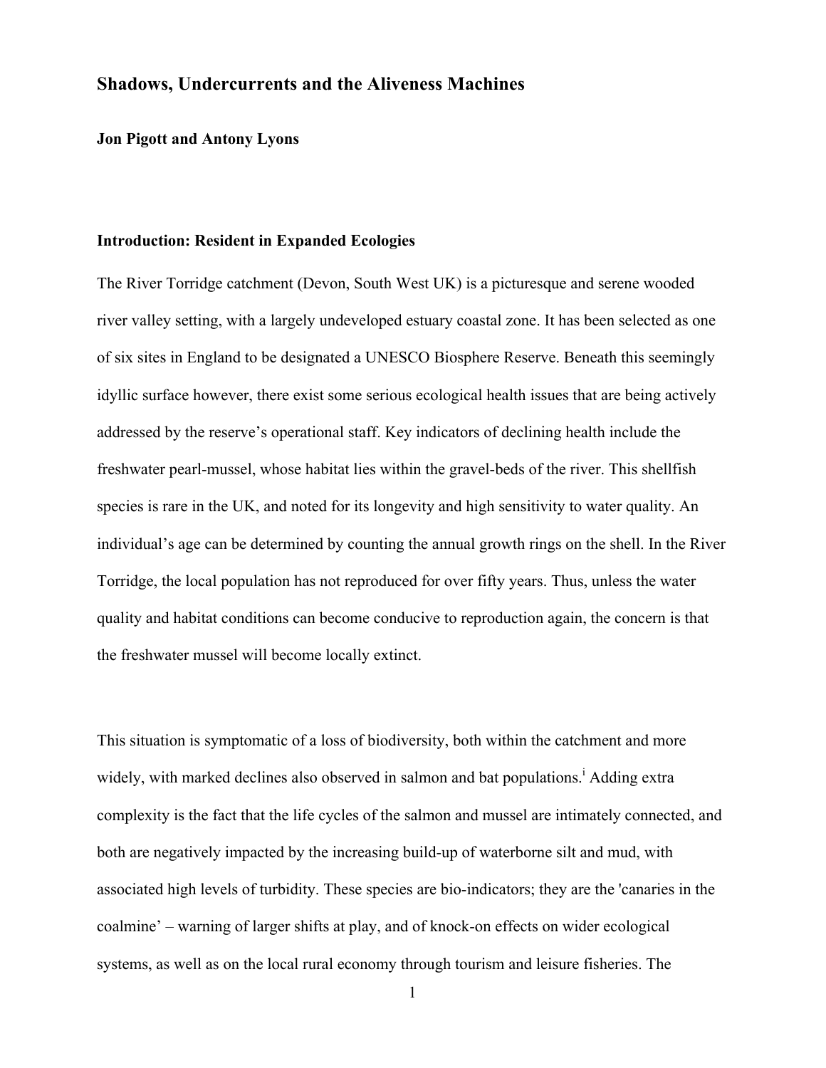# Shadows, Undercurrents and the Aliveness Machines

**Jon Pigott and Antony Lyons**

## Introduction: Resident in Expanded Ecologies

The River Torridge catchment (Devon, South West UK) is a picturesque and serene wooded river valley setting, with a largely undeveloped estuary coastal zone. It has been selected as one of six sites in England to be designated a UNESCO Biosphere Reserve. Beneath this seemingly idyllic surface however, there exist some serious ecological health issues that are being actively addressed by the reserve's operational staff. Key indicators of declining health include the freshwater pearl-mussel, whose habitat lies within the gravel-beds of the river. This shellfish species is rare in the UK, and noted for its longevity and high sensitivity to water quality. An individual's age can be determined by counting the annual growth rings on the shell. In the River Torridge, the local population has not reproduced for over fifty years. Thus, unless the water quality and habitat conditions can become conducive to reproduction again, the concern is that the freshwater mussel will become locally extinct.

This situation is symptomatic of a loss of biodiversity, both within the catchment and more widely, with marked declines also observed in salmon and bat populations.[i] Adding extra complexity is the fact that the life cycles of the salmon and mussel are intimately connected, and both are negatively impacted by the increasing build-up of waterborne silt and mud, with associated high levels of turbidity. These species are bio-indicators; they are the 'canaries in the coalmine' – warning of larger shifts at play, and of knock-on effects on wider ecological systems, as well as on the local rural economy through tourism and leisure fisheries. The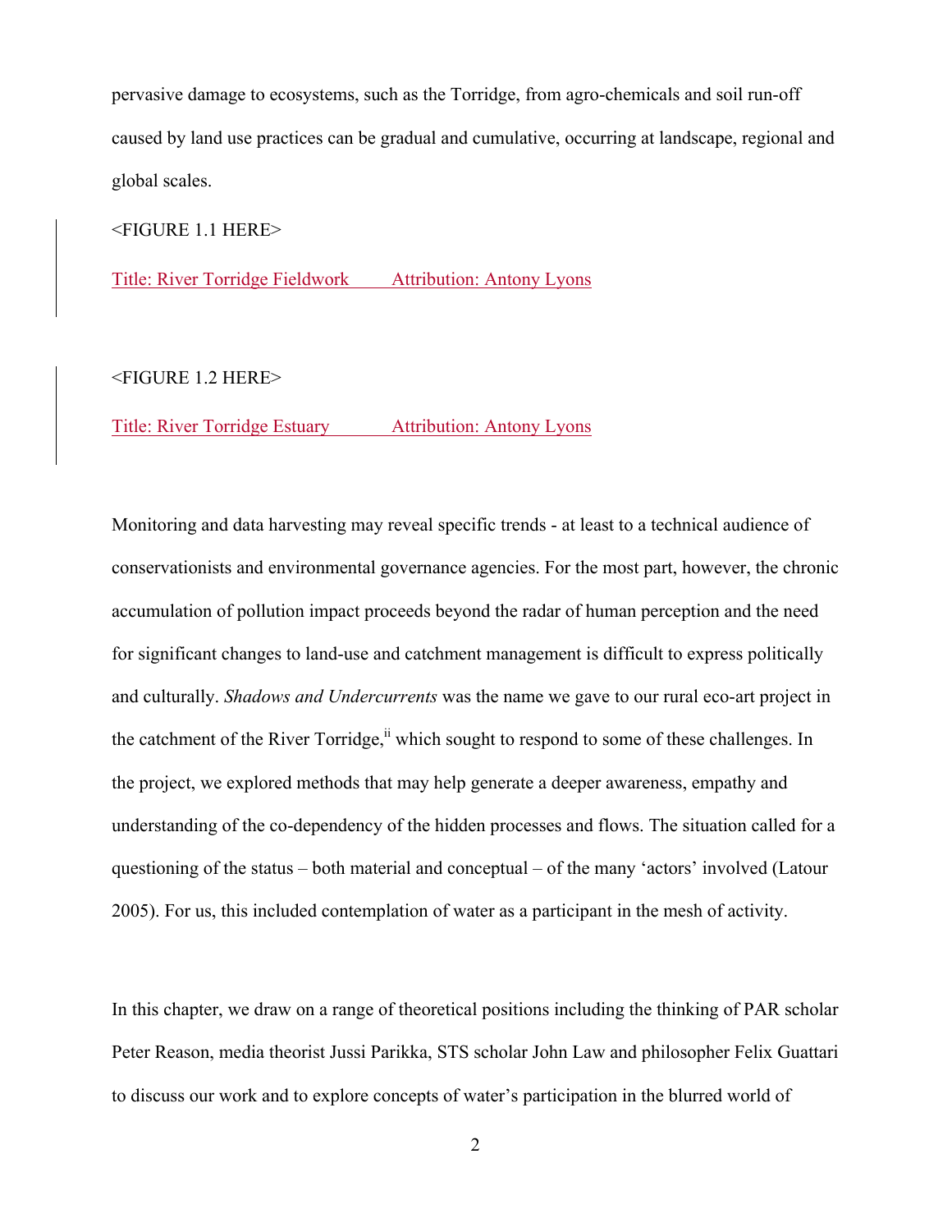pervasive damage to ecosystems, such as the Torridge, from agro-chemicals and soil run-off caused by land use practices can be gradual and cumulative, occurring at landscape, regional and global scales.

<FIGURE 1.1 HERE>

Title: River Torridge Fieldwork Attribution: Antony Lyons

<FIGURE 1.2 HERE>

Title: River Torridge Estuary Attribution: Antony Lyons

Monitoring and data harvesting may reveal specific trends - at least to a technical audience of conservationists and environmental governance agencies. For the most part, however, the chronic accumulation of pollution impact proceeds beyond the radar of human perception and the need for significant changes to land-use and catchment management is difficult to express politically and culturally. *Shadows and Undercurrents* was the name we gave to our rural eco-art project in the catchment of the River Torridge,[ii] which sought to respond to some of these challenges. In the project, we explored methods that may help generate a deeper awareness, empathy and understanding of the co-dependency of the hidden processes and flows. The situation called for a questioning of the status – both material and conceptual – of the many 'actors' involved (Latour 2005). For us, this included contemplation of water as a participant in the mesh of activity.

In this chapter, we draw on a range of theoretical positions including the thinking of PAR scholar Peter Reason, media theorist Jussi Parikka, STS scholar John Law and philosopher Felix Guattari to discuss our work and to explore concepts of water's participation in the blurred world of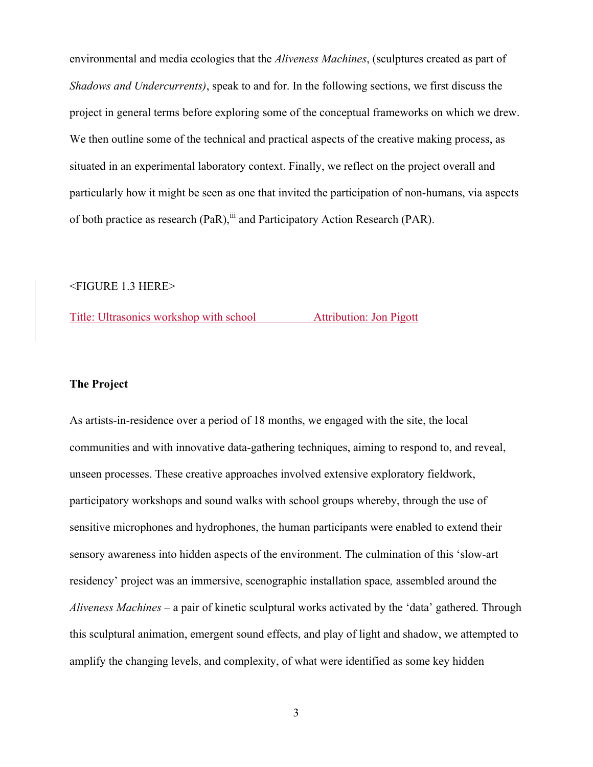environmental and media ecologies that the *Aliveness Machines*, (sculptures created as part of *Shadows and Undercurrents)*, speak to and for. In the following sections, we first discuss the project in general terms before exploring some of the conceptual frameworks on which we drew. We then outline some of the technical and practical aspects of the creative making process, as situated in an experimental laboratory context. Finally, we reflect on the project overall and particularly how it might be seen as one that invited the participation of non-humans, via aspects of both practice as research (PaR),[iii] and Participatory Action Research (PAR).

<FIGURE 1.3 HERE>

Title: Ultrasonics workshop with school Attribution: Jon Pigott

## The Project

As artists-in-residence over a period of 18 months, we engaged with the site, the local communities and with innovative data-gathering techniques, aiming to respond to, and reveal, unseen processes. These creative approaches involved extensive exploratory fieldwork, participatory workshops and sound walks with school groups whereby, through the use of sensitive microphones and hydrophones, the human participants were enabled to extend their sensory awareness into hidden aspects of the environment. The culmination of this 'slow-art residency' project was an immersive, scenographic installation space*,* assembled around the *Aliveness Machines* – a pair of kinetic sculptural works activated by the 'data' gathered. Through this sculptural animation, emergent sound effects, and play of light and shadow, we attempted to amplify the changing levels, and complexity, of what were identified as some key hidden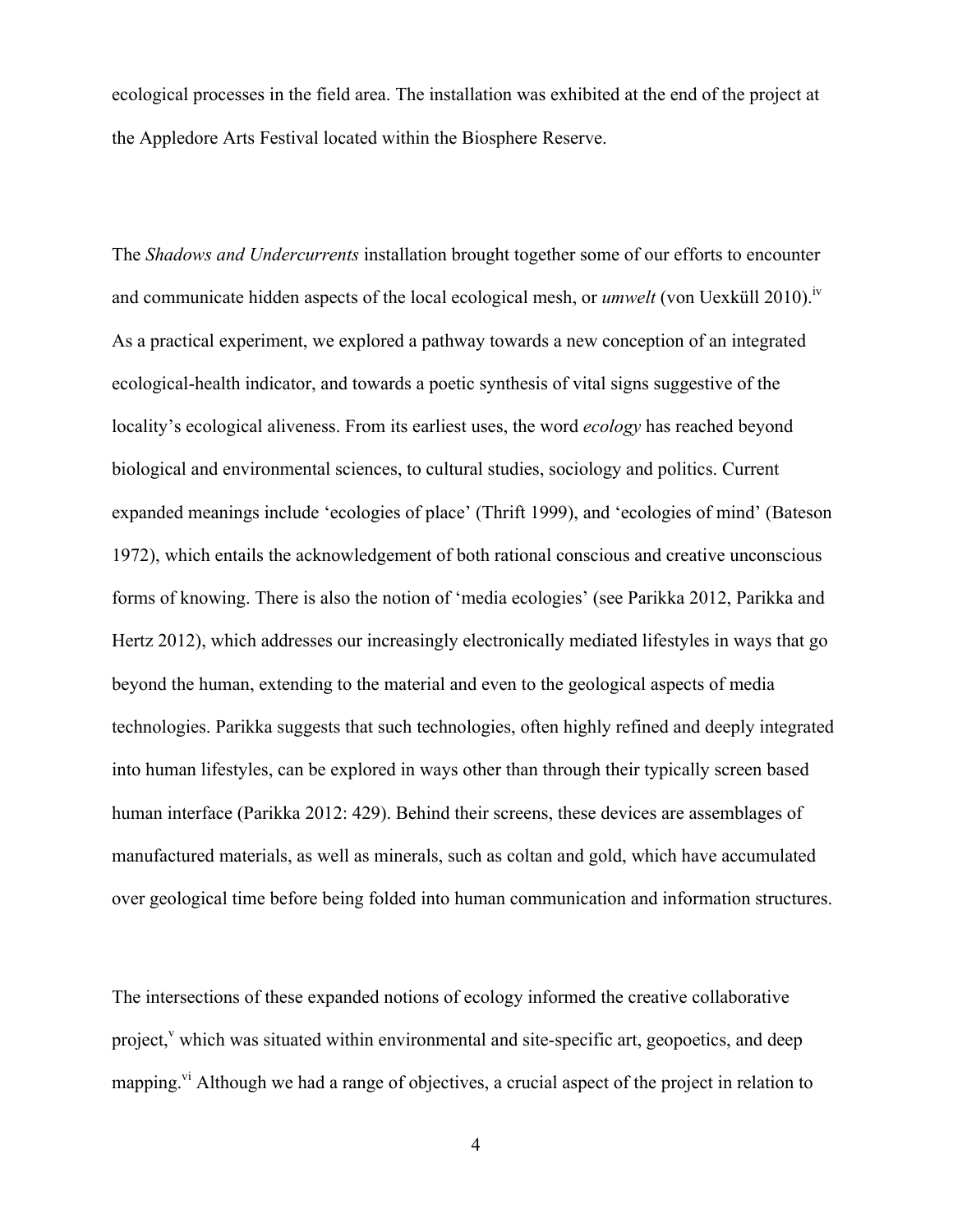ecological processes in the field area. The installation was exhibited at the end of the project at the Appledore Arts Festival located within the Biosphere Reserve.

The *Shadows and Undercurrents* installation brought together some of our efforts to encounter and communicate hidden aspects of the local ecological mesh, or *umwelt* (von Uexküll 2010).[iv] As a practical experiment, we explored a pathway towards a new conception of an integrated ecological-health indicator, and towards a poetic synthesis of vital signs suggestive of the locality's ecological aliveness. From its earliest uses, the word *ecology* has reached beyond biological and environmental sciences, to cultural studies, sociology and politics. Current expanded meanings include 'ecologies of place' (Thrift 1999), and 'ecologies of mind' (Bateson 1972), which entails the acknowledgement of both rational conscious and creative unconscious forms of knowing. There is also the notion of 'media ecologies' (see Parikka 2012, Parikka and Hertz 2012), which addresses our increasingly electronically mediated lifestyles in ways that go beyond the human, extending to the material and even to the geological aspects of media technologies. Parikka suggests that such technologies, often highly refined and deeply integrated into human lifestyles, can be explored in ways other than through their typically screen based human interface (Parikka 2012: 429). Behind their screens, these devices are assemblages of manufactured materials, as well as minerals, such as coltan and gold, which have accumulated over geological time before being folded into human communication and information structures.

The intersections of these expanded notions of ecology informed the creative collaborative project,[v] which was situated within environmental and site-specific art, geopoetics, and deep mapping.[vi] Although we had a range of objectives, a crucial aspect of the project in relation to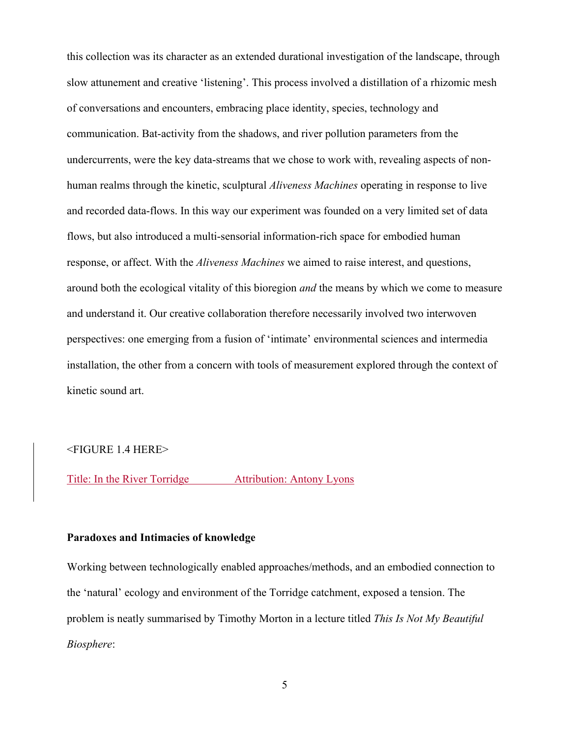this collection was its character as an extended durational investigation of the landscape, through slow attunement and creative 'listening'. This process involved a distillation of a rhizomic mesh of conversations and encounters, embracing place identity, species, technology and communication. Bat-activity from the shadows, and river pollution parameters from the undercurrents, were the key data-streams that we chose to work with, revealing aspects of non-human realms through the kinetic, sculptural *Aliveness Machines* operating in response to live and recorded data-flows. In this way our experiment was founded on a very limited set of data flows, but also introduced a multi-sensorial information-rich space for embodied human response, or affect. With the *Aliveness Machines* we aimed to raise interest, and questions, around both the ecological vitality of this bioregion *and* the means by which we come to measure and understand it. Our creative collaboration therefore necessarily involved two interwoven perspectives: one emerging from a fusion of 'intimate' environmental sciences and intermedia installation, the other from a concern with tools of measurement explored through the context of kinetic sound art.

<FIGURE 1.4 HERE>

Title: In the River Torridge Attribution: Antony Lyons

**Paradoxes and Intimacies of knowledge**

Working between technologically enabled approaches/methods, and an embodied connection to the 'natural' ecology and environment of the Torridge catchment, exposed a tension. The problem is neatly summarised by Timothy Morton in a lecture titled *This Is Not My Beautiful Biosphere*: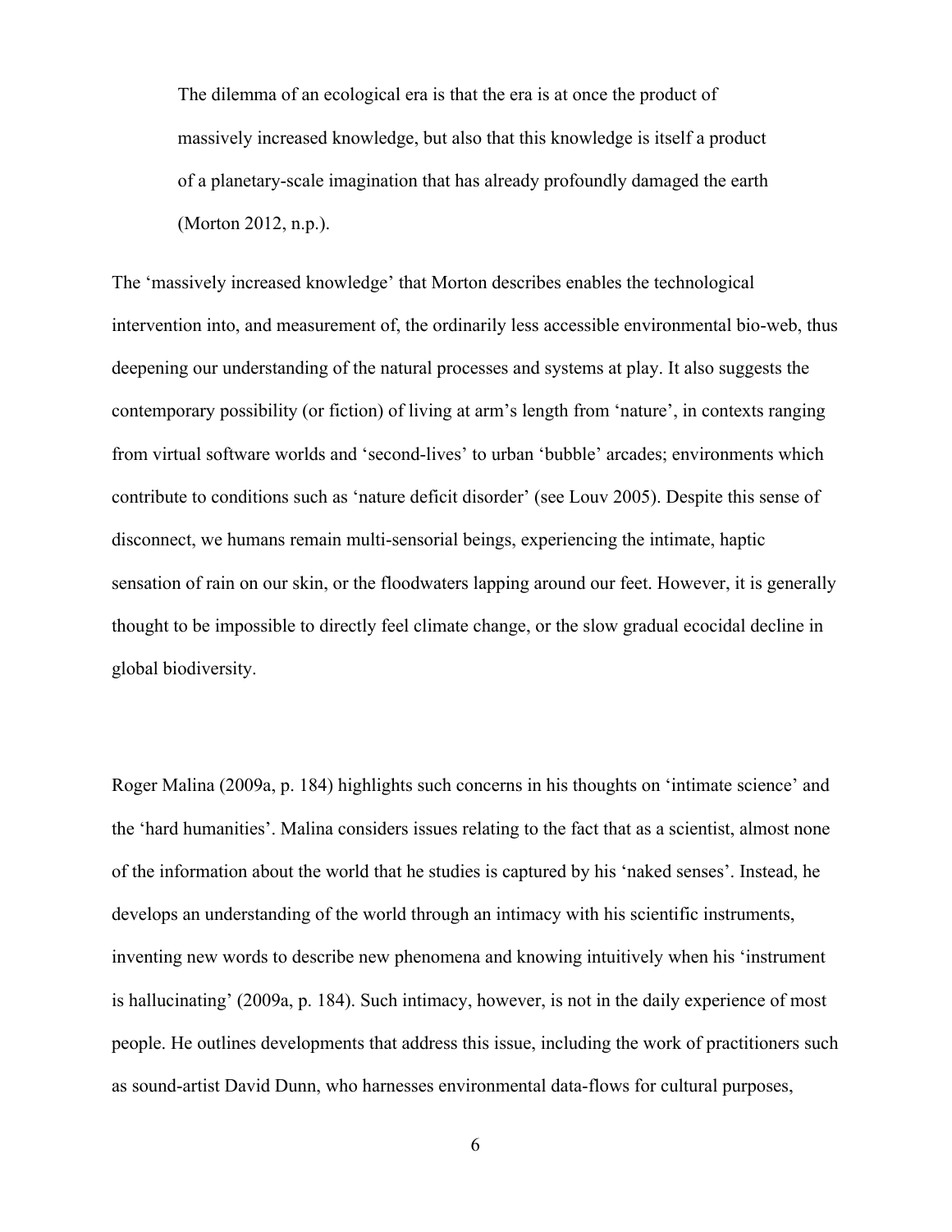> The dilemma of an ecological era is that the era is at once the product of massively increased knowledge, but also that this knowledge is itself a product of a planetary-scale imagination that has already profoundly damaged the earth (Morton 2012, n.p.).

The 'massively increased knowledge' that Morton describes enables the technological intervention into, and measurement of, the ordinarily less accessible environmental bio-web, thus deepening our understanding of the natural processes and systems at play. It also suggests the contemporary possibility (or fiction) of living at arm's length from 'nature', in contexts ranging from virtual software worlds and 'second-lives' to urban 'bubble' arcades; environments which contribute to conditions such as 'nature deficit disorder' (see Louv 2005). Despite this sense of disconnect, we humans remain multi-sensorial beings, experiencing the intimate, haptic sensation of rain on our skin, or the floodwaters lapping around our feet. However, it is generally thought to be impossible to directly feel climate change, or the slow gradual ecocidal decline in global biodiversity.

Roger Malina (2009a, p. 184) highlights such concerns in his thoughts on 'intimate science' and the 'hard humanities'. Malina considers issues relating to the fact that as a scientist, almost none of the information about the world that he studies is captured by his 'naked senses'. Instead, he develops an understanding of the world through an intimacy with his scientific instruments, inventing new words to describe new phenomena and knowing intuitively when his 'instrument is hallucinating' (2009a, p. 184). Such intimacy, however, is not in the daily experience of most people. He outlines developments that address this issue, including the work of practitioners such as sound-artist David Dunn, who harnesses environmental data-flows for cultural purposes,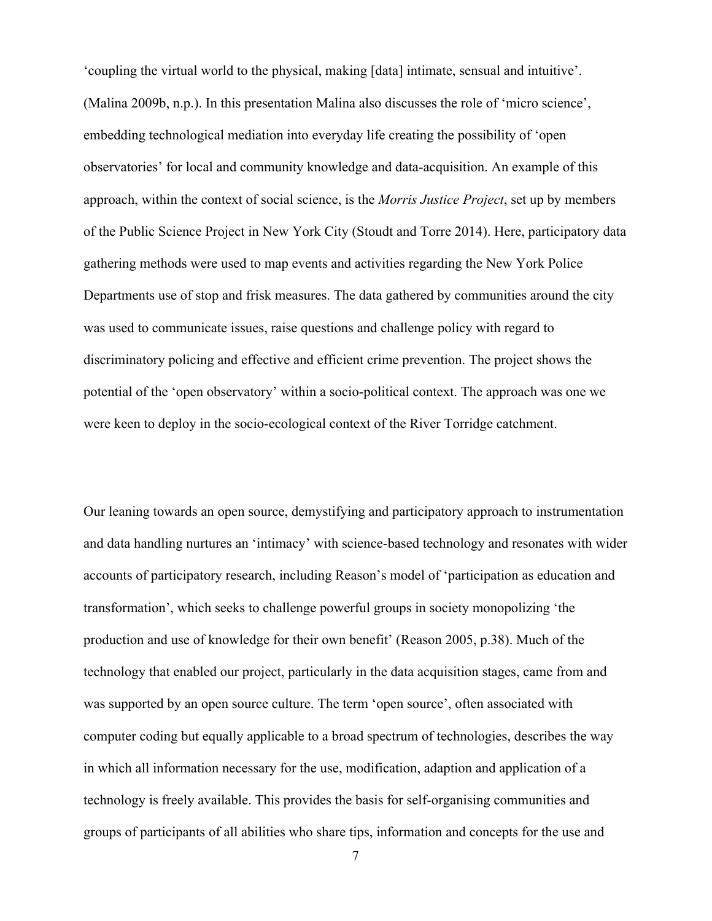'coupling the virtual world to the physical, making [data] intimate, sensual and intuitive'. (Malina 2009b, n.p.). In this presentation Malina also discusses the role of 'micro science', embedding technological mediation into everyday life creating the possibility of 'open observatories' for local and community knowledge and data-acquisition. An example of this approach, within the context of social science, is the *Morris Justice Project*, set up by members of the Public Science Project in New York City (Stoudt and Torre 2014). Here, participatory data gathering methods were used to map events and activities regarding the New York Police Departments use of stop and frisk measures. The data gathered by communities around the city was used to communicate issues, raise questions and challenge policy with regard to discriminatory policing and effective and efficient crime prevention. The project shows the potential of the 'open observatory' within a socio-political context. The approach was one we were keen to deploy in the socio-ecological context of the River Torridge catchment.

Our leaning towards an open source, demystifying and participatory approach to instrumentation and data handling nurtures an 'intimacy' with science-based technology and resonates with wider accounts of participatory research, including Reason's model of 'participation as education and transformation', which seeks to challenge powerful groups in society monopolizing 'the production and use of knowledge for their own benefit' (Reason 2005, p.38). Much of the technology that enabled our project, particularly in the data acquisition stages, came from and was supported by an open source culture. The term 'open source', often associated with computer coding but equally applicable to a broad spectrum of technologies, describes the way in which all information necessary for the use, modification, adaption and application of a technology is freely available. This provides the basis for self-organising communities and groups of participants of all abilities who share tips, information and concepts for the use and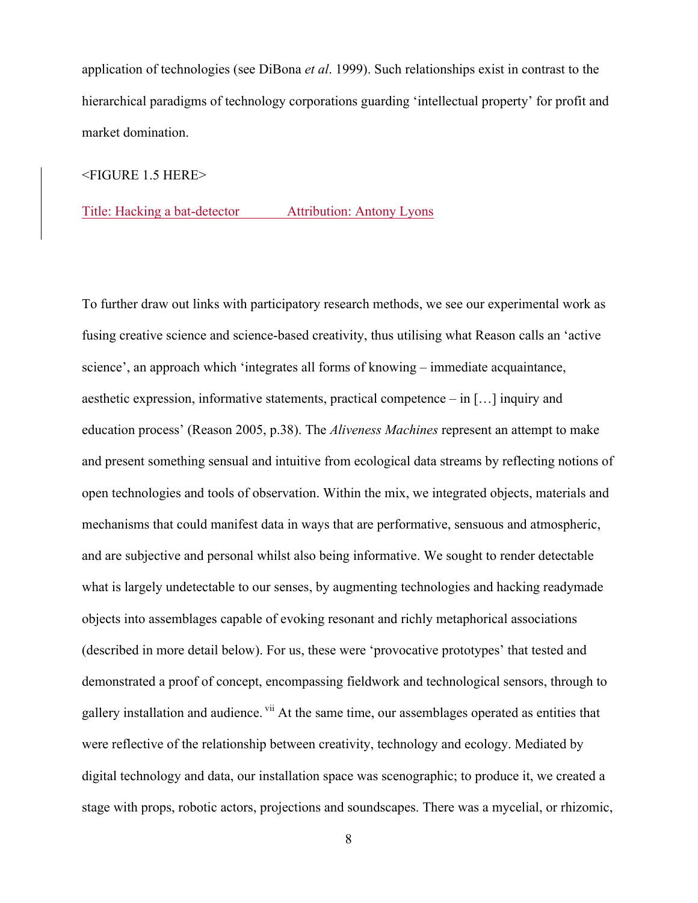application of technologies (see DiBona *et al*. 1999). Such relationships exist in contrast to the hierarchical paradigms of technology corporations guarding 'intellectual property' for profit and market domination.

<FIGURE 1.5 HERE>

Title: Hacking a bat-detector Attribution: Antony Lyons

To further draw out links with participatory research methods, we see our experimental work as fusing creative science and science-based creativity, thus utilising what Reason calls an 'active science', an approach which 'integrates all forms of knowing – immediate acquaintance, aesthetic expression, informative statements, practical competence – in […] inquiry and education process' (Reason 2005, p.38). The *Aliveness Machines* represent an attempt to make and present something sensual and intuitive from ecological data streams by reflecting notions of open technologies and tools of observation. Within the mix, we integrated objects, materials and mechanisms that could manifest data in ways that are performative, sensuous and atmospheric, and are subjective and personal whilst also being informative. We sought to render detectable what is largely undetectable to our senses, by augmenting technologies and hacking readymade objects into assemblages capable of evoking resonant and richly metaphorical associations (described in more detail below). For us, these were 'provocative prototypes' that tested and demonstrated a proof of concept, encompassing fieldwork and technological sensors, through to gallery installation and audience.[vii] At the same time, our assemblages operated as entities that were reflective of the relationship between creativity, technology and ecology. Mediated by digital technology and data, our installation space was scenographic; to produce it, we created a stage with props, robotic actors, projections and soundscapes. There was a mycelial, or rhizomic,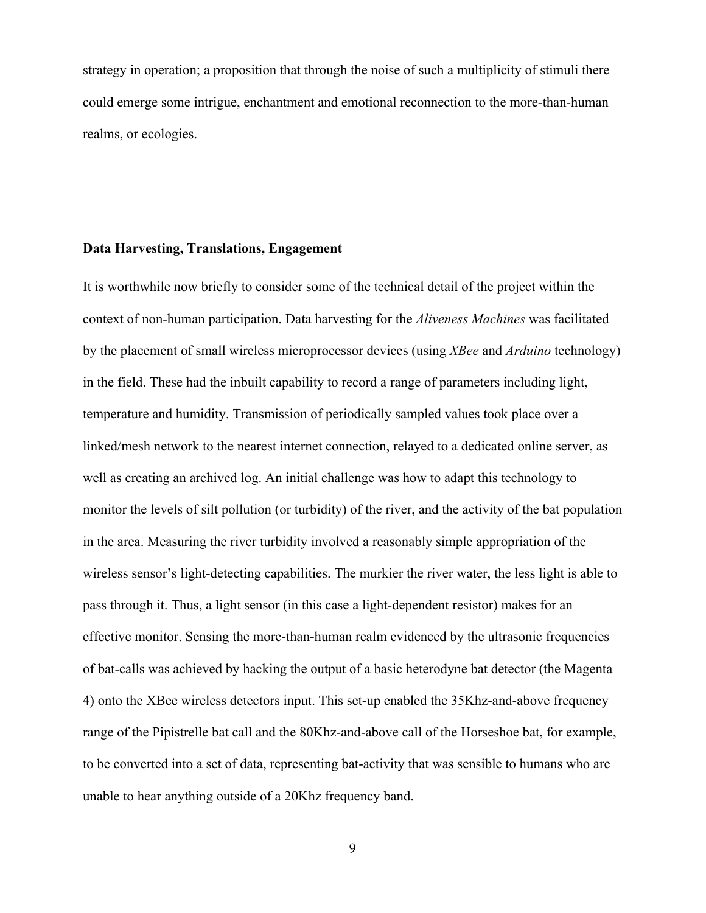strategy in operation; a proposition that through the noise of such a multiplicity of stimuli there could emerge some intrigue, enchantment and emotional reconnection to the more-than-human realms, or ecologies.

**Data Harvesting, Translations, Engagement**

It is worthwhile now briefly to consider some of the technical detail of the project within the context of non-human participation. Data harvesting for the *Aliveness Machines* was facilitated by the placement of small wireless microprocessor devices (using *XBee* and *Arduino* technology) in the field. These had the inbuilt capability to record a range of parameters including light, temperature and humidity. Transmission of periodically sampled values took place over a linked/mesh network to the nearest internet connection, relayed to a dedicated online server, as well as creating an archived log. An initial challenge was how to adapt this technology to monitor the levels of silt pollution (or turbidity) of the river, and the activity of the bat population in the area. Measuring the river turbidity involved a reasonably simple appropriation of the wireless sensor's light-detecting capabilities. The murkier the river water, the less light is able to pass through it. Thus, a light sensor (in this case a light-dependent resistor) makes for an effective monitor. Sensing the more-than-human realm evidenced by the ultrasonic frequencies of bat-calls was achieved by hacking the output of a basic heterodyne bat detector (the Magenta 4) onto the XBee wireless detectors input. This set-up enabled the 35Khz-and-above frequency range of the Pipistrelle bat call and the 80Khz-and-above call of the Horseshoe bat, for example, to be converted into a set of data, representing bat-activity that was sensible to humans who are unable to hear anything outside of a 20Khz frequency band.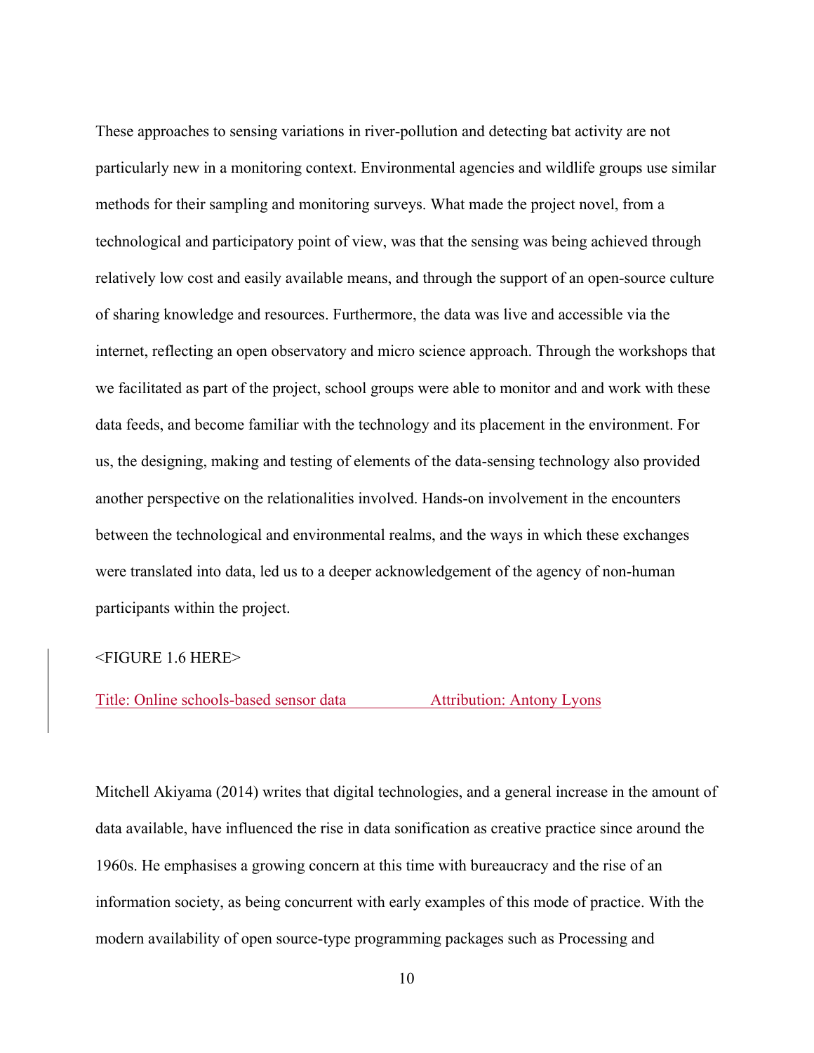These approaches to sensing variations in river-pollution and detecting bat activity are not particularly new in a monitoring context. Environmental agencies and wildlife groups use similar methods for their sampling and monitoring surveys. What made the project novel, from a technological and participatory point of view, was that the sensing was being achieved through relatively low cost and easily available means, and through the support of an open-source culture of sharing knowledge and resources. Furthermore, the data was live and accessible via the internet, reflecting an open observatory and micro science approach. Through the workshops that we facilitated as part of the project, school groups were able to monitor and and work with these data feeds, and become familiar with the technology and its placement in the environment. For us, the designing, making and testing of elements of the data-sensing technology also provided another perspective on the relationalities involved. Hands-on involvement in the encounters between the technological and environmental realms, and the ways in which these exchanges were translated into data, led us to a deeper acknowledgement of the agency of non-human participants within the project.

<FIGURE 1.6 HERE>

Title: Online schools-based sensor data Attribution: Antony Lyons

Mitchell Akiyama (2014) writes that digital technologies, and a general increase in the amount of data available, have influenced the rise in data sonification as creative practice since around the 1960s. He emphasises a growing concern at this time with bureaucracy and the rise of an information society, as being concurrent with early examples of this mode of practice. With the modern availability of open source-type programming packages such as Processing and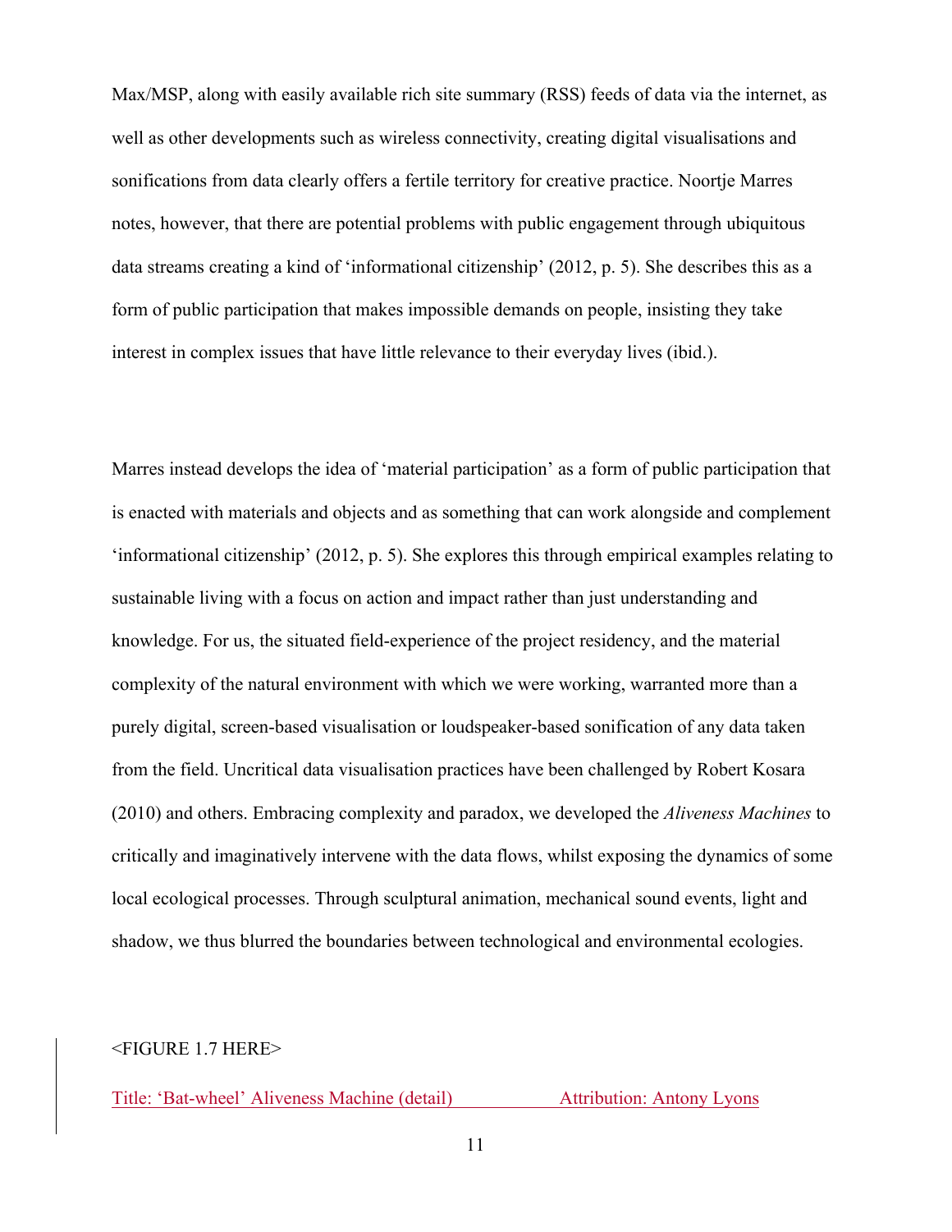Max/MSP, along with easily available rich site summary (RSS) feeds of data via the internet, as well as other developments such as wireless connectivity, creating digital visualisations and sonifications from data clearly offers a fertile territory for creative practice. Noortje Marres notes, however, that there are potential problems with public engagement through ubiquitous data streams creating a kind of 'informational citizenship' (2012, p. 5). She describes this as a form of public participation that makes impossible demands on people, insisting they take interest in complex issues that have little relevance to their everyday lives (ibid.).

Marres instead develops the idea of 'material participation' as a form of public participation that is enacted with materials and objects and as something that can work alongside and complement 'informational citizenship' (2012, p. 5). She explores this through empirical examples relating to sustainable living with a focus on action and impact rather than just understanding and knowledge. For us, the situated field-experience of the project residency, and the material complexity of the natural environment with which we were working, warranted more than a purely digital, screen-based visualisation or loudspeaker-based sonification of any data taken from the field. Uncritical data visualisation practices have been challenged by Robert Kosara (2010) and others. Embracing complexity and paradox, we developed the *Aliveness Machines* to critically and imaginatively intervene with the data flows, whilst exposing the dynamics of some local ecological processes. Through sculptural animation, mechanical sound events, light and shadow, we thus blurred the boundaries between technological and environmental ecologies.

<FIGURE 1.7 HERE>

Title: 'Bat-wheel' Aliveness Machine (detail) Attribution: Antony Lyons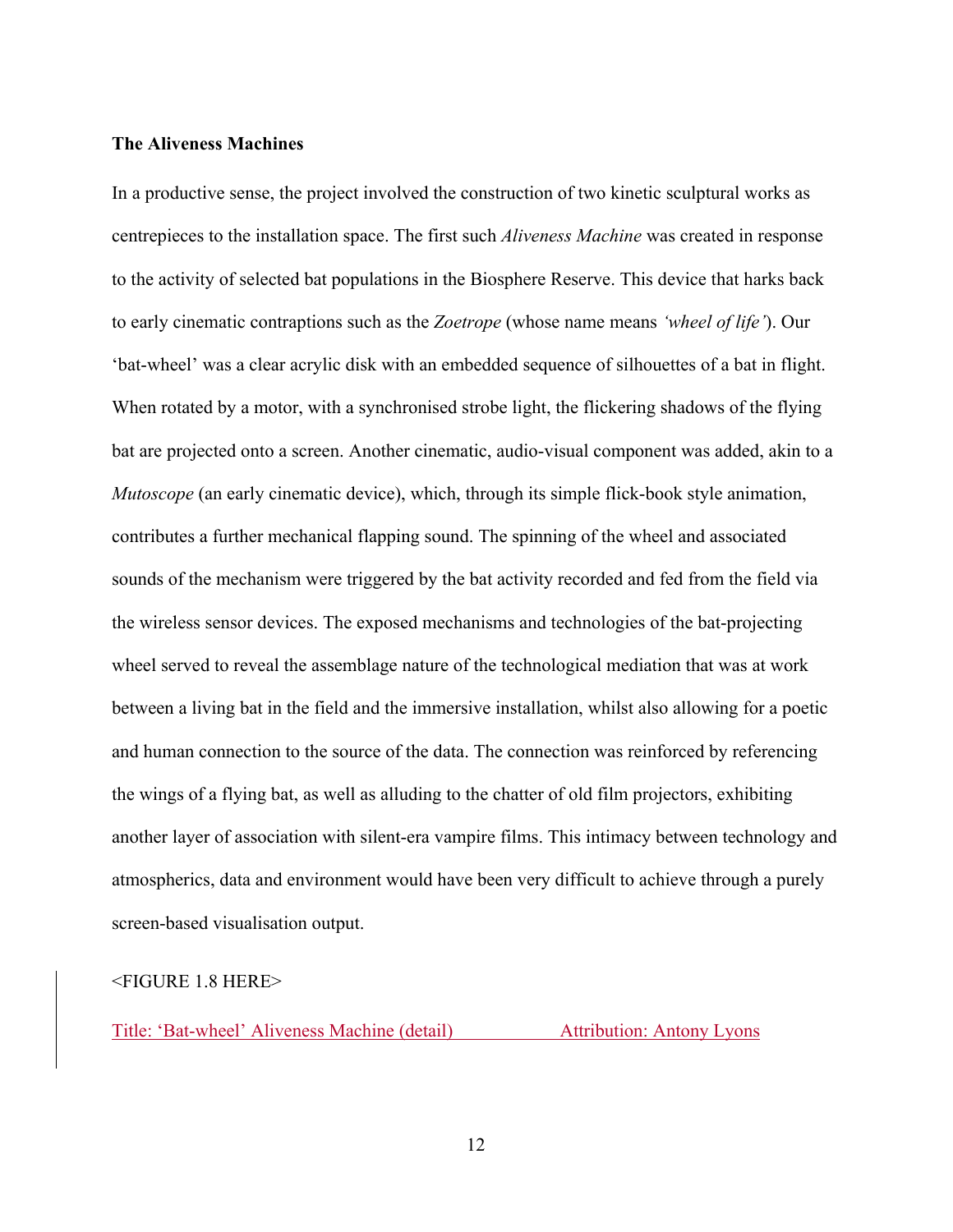**The Aliveness Machines**

In a productive sense, the project involved the construction of two kinetic sculptural works as centrepieces to the installation space. The first such *Aliveness Machine* was created in response to the activity of selected bat populations in the Biosphere Reserve. This device that harks back to early cinematic contraptions such as the *Zoetrope* (whose name means *'wheel of life'*). Our 'bat-wheel' was a clear acrylic disk with an embedded sequence of silhouettes of a bat in flight. When rotated by a motor, with a synchronised strobe light, the flickering shadows of the flying bat are projected onto a screen. Another cinematic, audio-visual component was added, akin to a *Mutoscope* (an early cinematic device), which, through its simple flick-book style animation, contributes a further mechanical flapping sound. The spinning of the wheel and associated sounds of the mechanism were triggered by the bat activity recorded and fed from the field via the wireless sensor devices. The exposed mechanisms and technologies of the bat-projecting wheel served to reveal the assemblage nature of the technological mediation that was at work between a living bat in the field and the immersive installation, whilst also allowing for a poetic and human connection to the source of the data. The connection was reinforced by referencing the wings of a flying bat, as well as alluding to the chatter of old film projectors, exhibiting another layer of association with silent-era vampire films. This intimacy between technology and atmospherics, data and environment would have been very difficult to achieve through a purely screen-based visualisation output.

<FIGURE 1.8 HERE>

Title: 'Bat-wheel' Aliveness Machine (detail) Attribution: Antony Lyons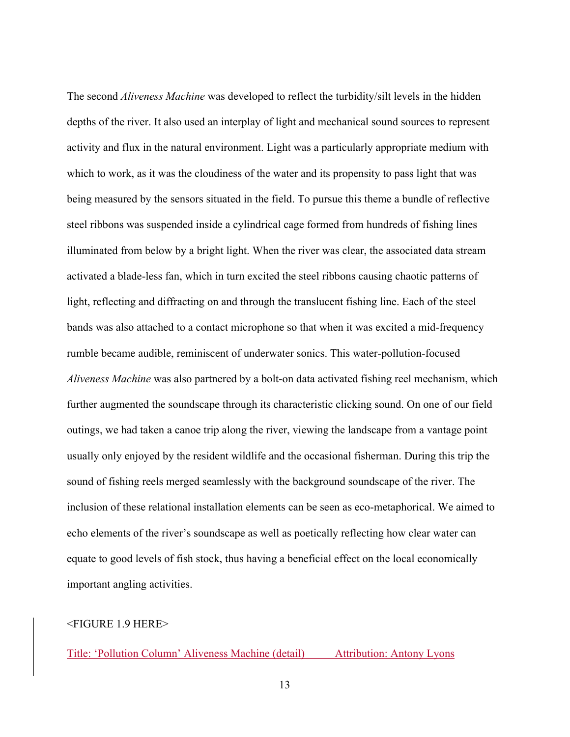The second *Aliveness Machine* was developed to reflect the turbidity/silt levels in the hidden depths of the river. It also used an interplay of light and mechanical sound sources to represent activity and flux in the natural environment. Light was a particularly appropriate medium with which to work, as it was the cloudiness of the water and its propensity to pass light that was being measured by the sensors situated in the field. To pursue this theme a bundle of reflective steel ribbons was suspended inside a cylindrical cage formed from hundreds of fishing lines illuminated from below by a bright light. When the river was clear, the associated data stream activated a blade-less fan, which in turn excited the steel ribbons causing chaotic patterns of light, reflecting and diffracting on and through the translucent fishing line. Each of the steel bands was also attached to a contact microphone so that when it was excited a mid-frequency rumble became audible, reminiscent of underwater sonics. This water-pollution-focused *Aliveness Machine* was also partnered by a bolt-on data activated fishing reel mechanism, which further augmented the soundscape through its characteristic clicking sound. On one of our field outings, we had taken a canoe trip along the river, viewing the landscape from a vantage point usually only enjoyed by the resident wildlife and the occasional fisherman. During this trip the sound of fishing reels merged seamlessly with the background soundscape of the river. The inclusion of these relational installation elements can be seen as eco-metaphorical. We aimed to echo elements of the river's soundscape as well as poetically reflecting how clear water can equate to good levels of fish stock, thus having a beneficial effect on the local economically important angling activities.

<FIGURE 1.9 HERE>

Title: 'Pollution Column' Aliveness Machine (detail)   Attribution: Antony Lyons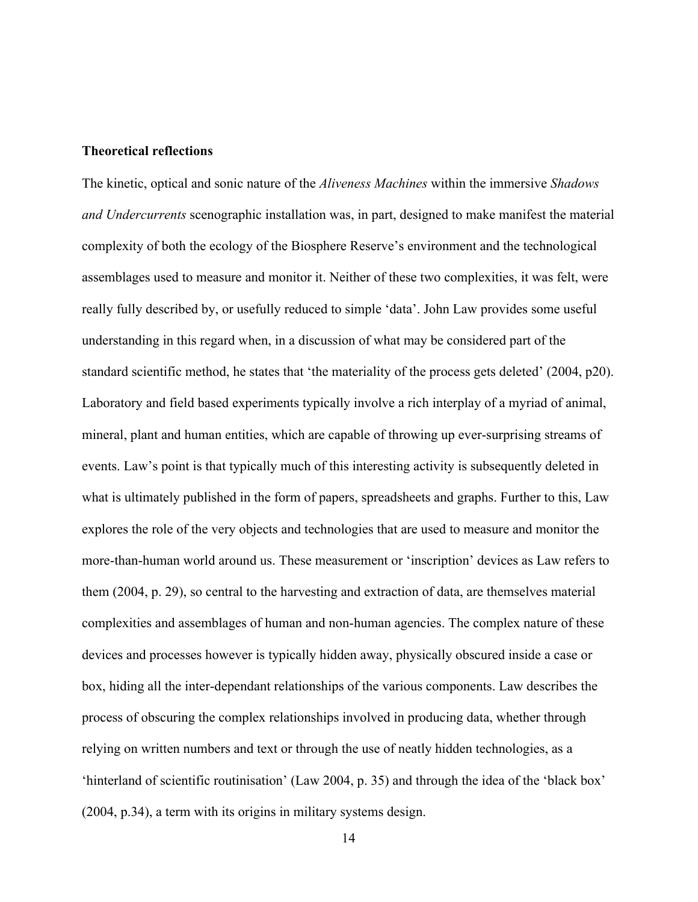**Theoretical reflections**

The kinetic, optical and sonic nature of the *Aliveness Machines* within the immersive *Shadows and Undercurrents* scenographic installation was, in part, designed to make manifest the material complexity of both the ecology of the Biosphere Reserve's environment and the technological assemblages used to measure and monitor it. Neither of these two complexities, it was felt, were really fully described by, or usefully reduced to simple 'data'. John Law provides some useful understanding in this regard when, in a discussion of what may be considered part of the standard scientific method, he states that 'the materiality of the process gets deleted' (2004, p20). Laboratory and field based experiments typically involve a rich interplay of a myriad of animal, mineral, plant and human entities, which are capable of throwing up ever-surprising streams of events. Law's point is that typically much of this interesting activity is subsequently deleted in what is ultimately published in the form of papers, spreadsheets and graphs. Further to this, Law explores the role of the very objects and technologies that are used to measure and monitor the more-than-human world around us. These measurement or 'inscription' devices as Law refers to them (2004, p. 29), so central to the harvesting and extraction of data, are themselves material complexities and assemblages of human and non-human agencies. The complex nature of these devices and processes however is typically hidden away, physically obscured inside a case or box, hiding all the inter-dependant relationships of the various components. Law describes the process of obscuring the complex relationships involved in producing data, whether through relying on written numbers and text or through the use of neatly hidden technologies, as a 'hinterland of scientific routinisation' (Law 2004, p. 35) and through the idea of the 'black box' (2004, p.34), a term with its origins in military systems design.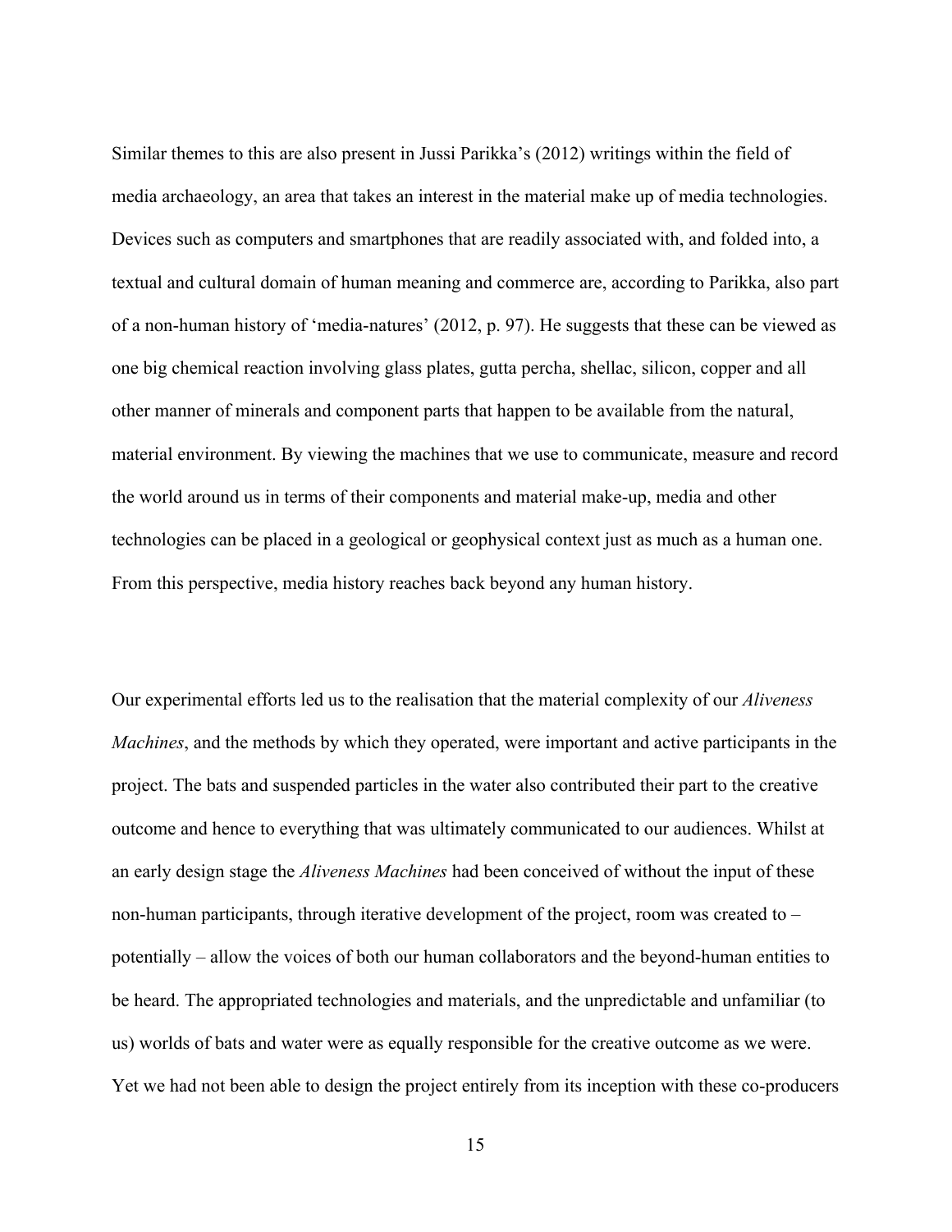Similar themes to this are also present in Jussi Parikka's (2012) writings within the field of media archaeology, an area that takes an interest in the material make up of media technologies. Devices such as computers and smartphones that are readily associated with, and folded into, a textual and cultural domain of human meaning and commerce are, according to Parikka, also part of a non-human history of 'media-natures' (2012, p. 97). He suggests that these can be viewed as one big chemical reaction involving glass plates, gutta percha, shellac, silicon, copper and all other manner of minerals and component parts that happen to be available from the natural, material environment. By viewing the machines that we use to communicate, measure and record the world around us in terms of their components and material make-up, media and other technologies can be placed in a geological or geophysical context just as much as a human one. From this perspective, media history reaches back beyond any human history.

Our experimental efforts led us to the realisation that the material complexity of our *Aliveness Machines*, and the methods by which they operated, were important and active participants in the project. The bats and suspended particles in the water also contributed their part to the creative outcome and hence to everything that was ultimately communicated to our audiences. Whilst at an early design stage the *Aliveness Machines* had been conceived of without the input of these non-human participants, through iterative development of the project, room was created to – potentially – allow the voices of both our human collaborators and the beyond-human entities to be heard. The appropriated technologies and materials, and the unpredictable and unfamiliar (to us) worlds of bats and water were as equally responsible for the creative outcome as we were. Yet we had not been able to design the project entirely from its inception with these co-producers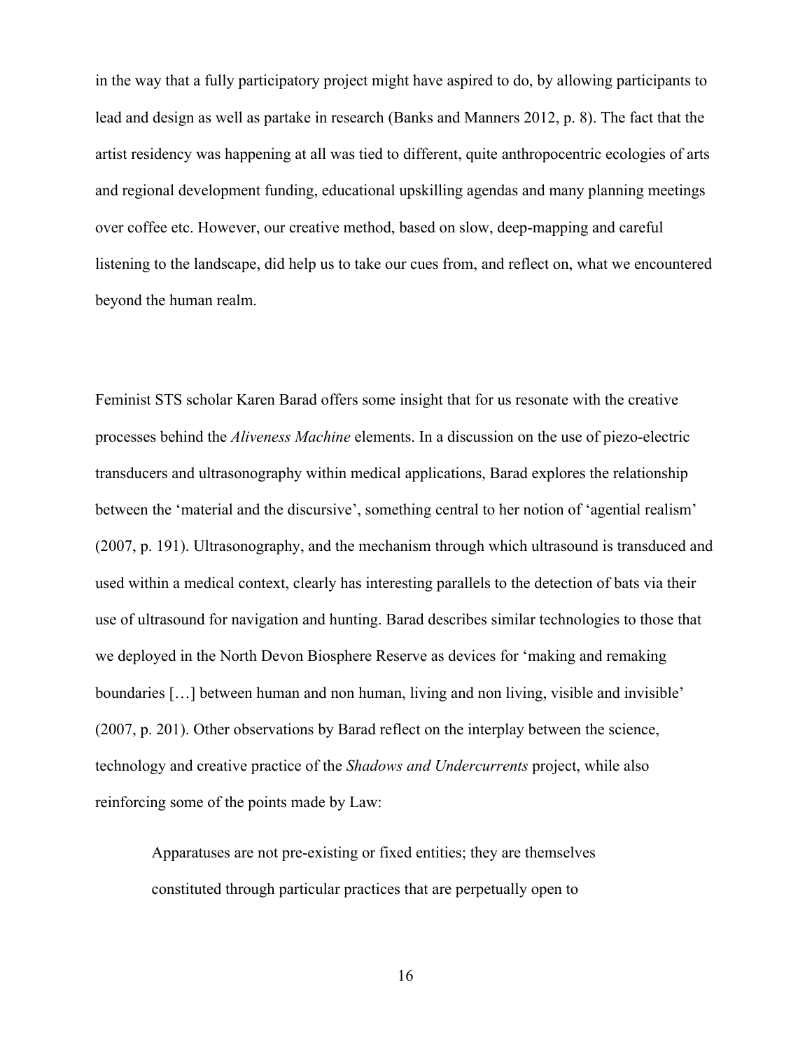in the way that a fully participatory project might have aspired to do, by allowing participants to lead and design as well as partake in research (Banks and Manners 2012, p. 8). The fact that the artist residency was happening at all was tied to different, quite anthropocentric ecologies of arts and regional development funding, educational upskilling agendas and many planning meetings over coffee etc. However, our creative method, based on slow, deep-mapping and careful listening to the landscape, did help us to take our cues from, and reflect on, what we encountered beyond the human realm.

Feminist STS scholar Karen Barad offers some insight that for us resonate with the creative processes behind the *Aliveness Machine* elements. In a discussion on the use of piezo-electric transducers and ultrasonography within medical applications, Barad explores the relationship between the 'material and the discursive', something central to her notion of 'agential realism' (2007, p. 191). Ultrasonography, and the mechanism through which ultrasound is transduced and used within a medical context, clearly has interesting parallels to the detection of bats via their use of ultrasound for navigation and hunting. Barad describes similar technologies to those that we deployed in the North Devon Biosphere Reserve as devices for 'making and remaking boundaries […] between human and non human, living and non living, visible and invisible' (2007, p. 201). Other observations by Barad reflect on the interplay between the science, technology and creative practice of the *Shadows and Undercurrents* project, while also reinforcing some of the points made by Law:

> Apparatuses are not pre-existing or fixed entities; they are themselves constituted through particular practices that are perpetually open to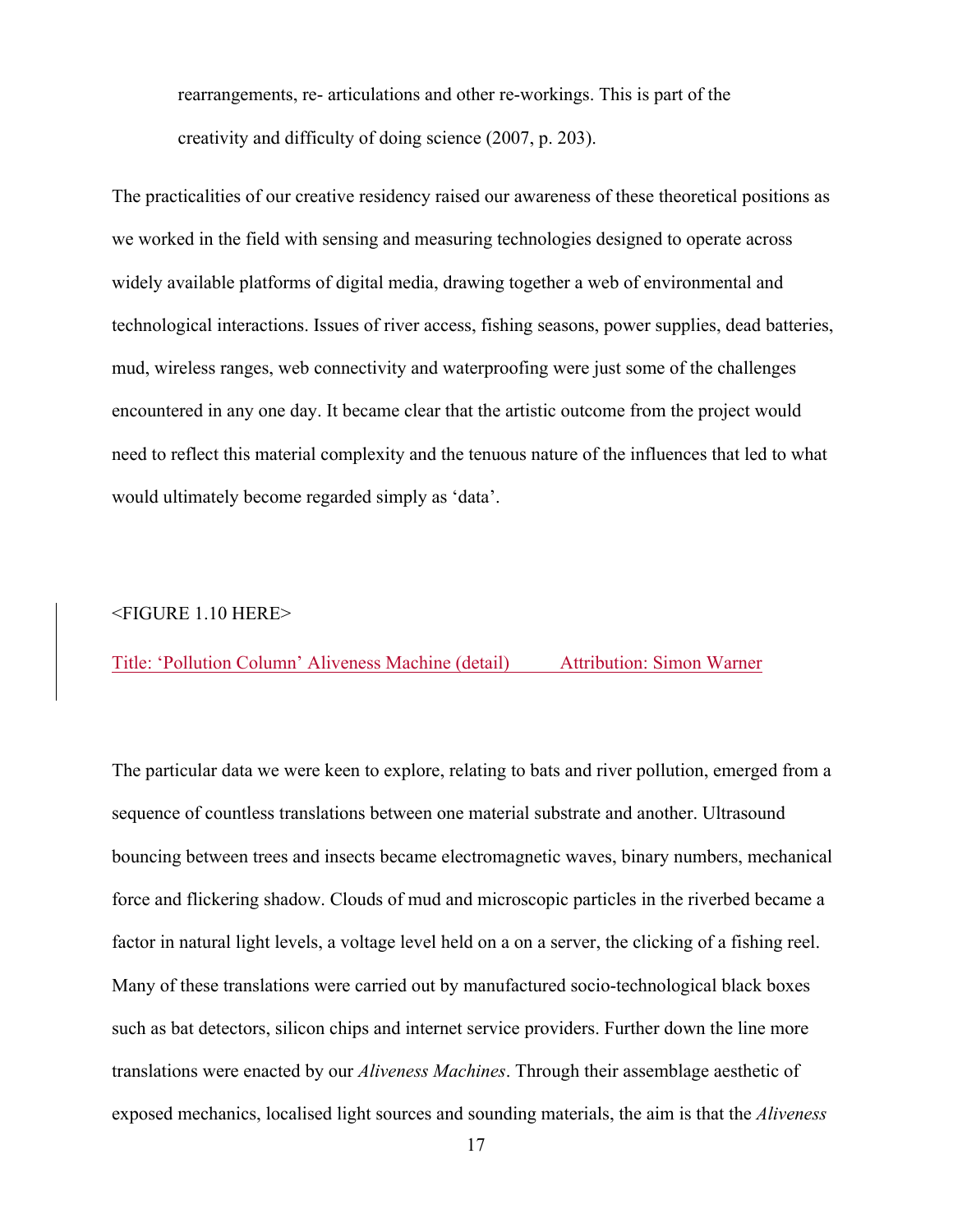> rearrangements, re- articulations and other re-workings. This is part of the creativity and difficulty of doing science (2007, p. 203).

The practicalities of our creative residency raised our awareness of these theoretical positions as we worked in the field with sensing and measuring technologies designed to operate across widely available platforms of digital media, drawing together a web of environmental and technological interactions. Issues of river access, fishing seasons, power supplies, dead batteries, mud, wireless ranges, web connectivity and waterproofing were just some of the challenges encountered in any one day. It became clear that the artistic outcome from the project would need to reflect this material complexity and the tenuous nature of the influences that led to what would ultimately become regarded simply as 'data'.

<FIGURE 1.10 HERE>

Title: 'Pollution Column' Aliveness Machine (detail) Attribution: Simon Warner

The particular data we were keen to explore, relating to bats and river pollution, emerged from a sequence of countless translations between one material substrate and another. Ultrasound bouncing between trees and insects became electromagnetic waves, binary numbers, mechanical force and flickering shadow. Clouds of mud and microscopic particles in the riverbed became a factor in natural light levels, a voltage level held on a on a server, the clicking of a fishing reel. Many of these translations were carried out by manufactured socio-technological black boxes such as bat detectors, silicon chips and internet service providers. Further down the line more translations were enacted by our *Aliveness Machines*. Through their assemblage aesthetic of exposed mechanics, localised light sources and sounding materials, the aim is that the *Aliveness*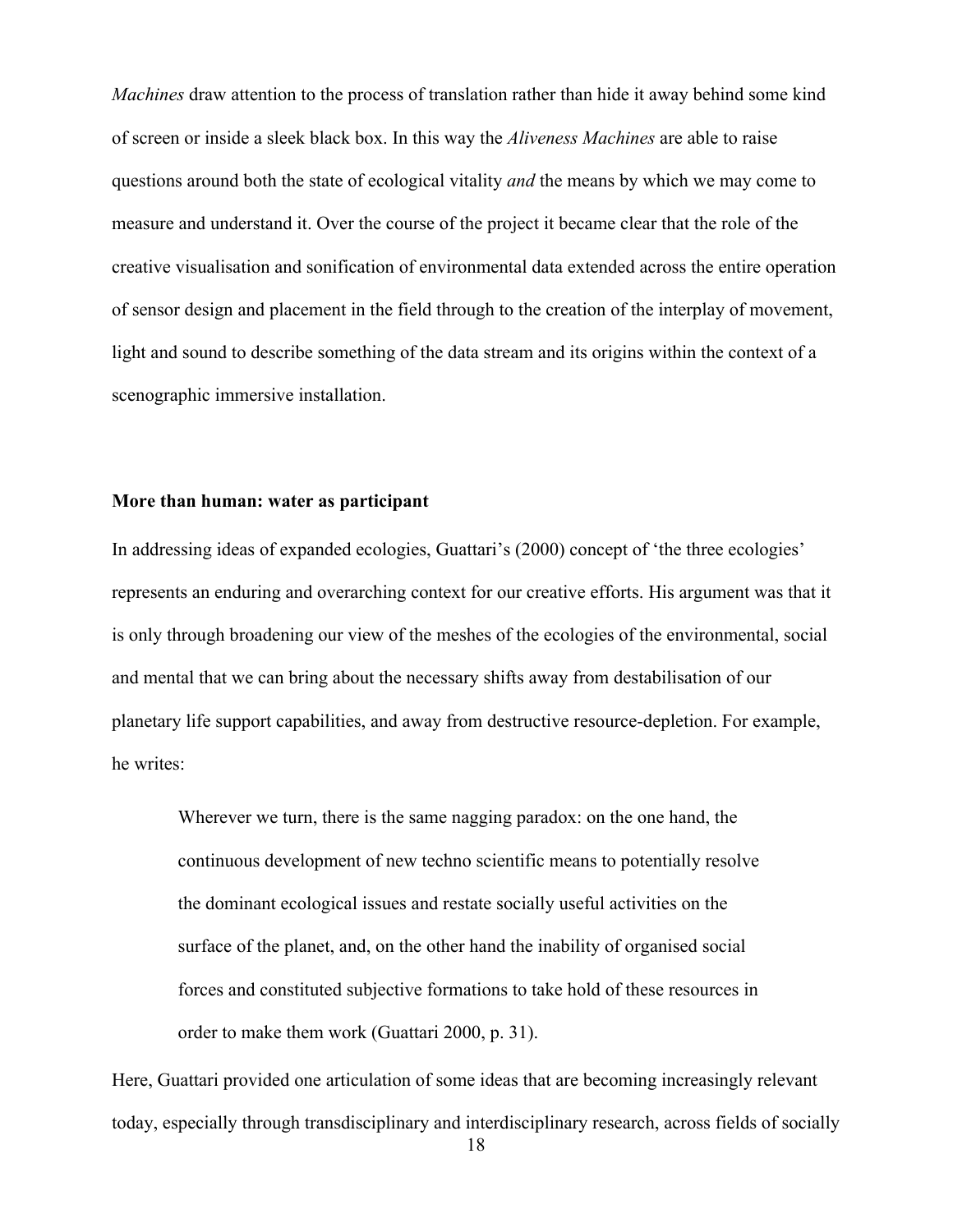*Machines* draw attention to the process of translation rather than hide it away behind some kind of screen or inside a sleek black box. In this way the *Aliveness Machines* are able to raise questions around both the state of ecological vitality *and* the means by which we may come to measure and understand it. Over the course of the project it became clear that the role of the creative visualisation and sonification of environmental data extended across the entire operation of sensor design and placement in the field through to the creation of the interplay of movement, light and sound to describe something of the data stream and its origins within the context of a scenographic immersive installation.

**More than human: water as participant**

In addressing ideas of expanded ecologies, Guattari's (2000) concept of 'the three ecologies' represents an enduring and overarching context for our creative efforts. His argument was that it is only through broadening our view of the meshes of the ecologies of the environmental, social and mental that we can bring about the necessary shifts away from destabilisation of our planetary life support capabilities, and away from destructive resource-depletion. For example, he writes:

> Wherever we turn, there is the same nagging paradox: on the one hand, the continuous development of new techno scientific means to potentially resolve the dominant ecological issues and restate socially useful activities on the surface of the planet, and, on the other hand the inability of organised social forces and constituted subjective formations to take hold of these resources in order to make them work (Guattari 2000, p. 31).

Here, Guattari provided one articulation of some ideas that are becoming increasingly relevant today, especially through transdisciplinary and interdisciplinary research, across fields of socially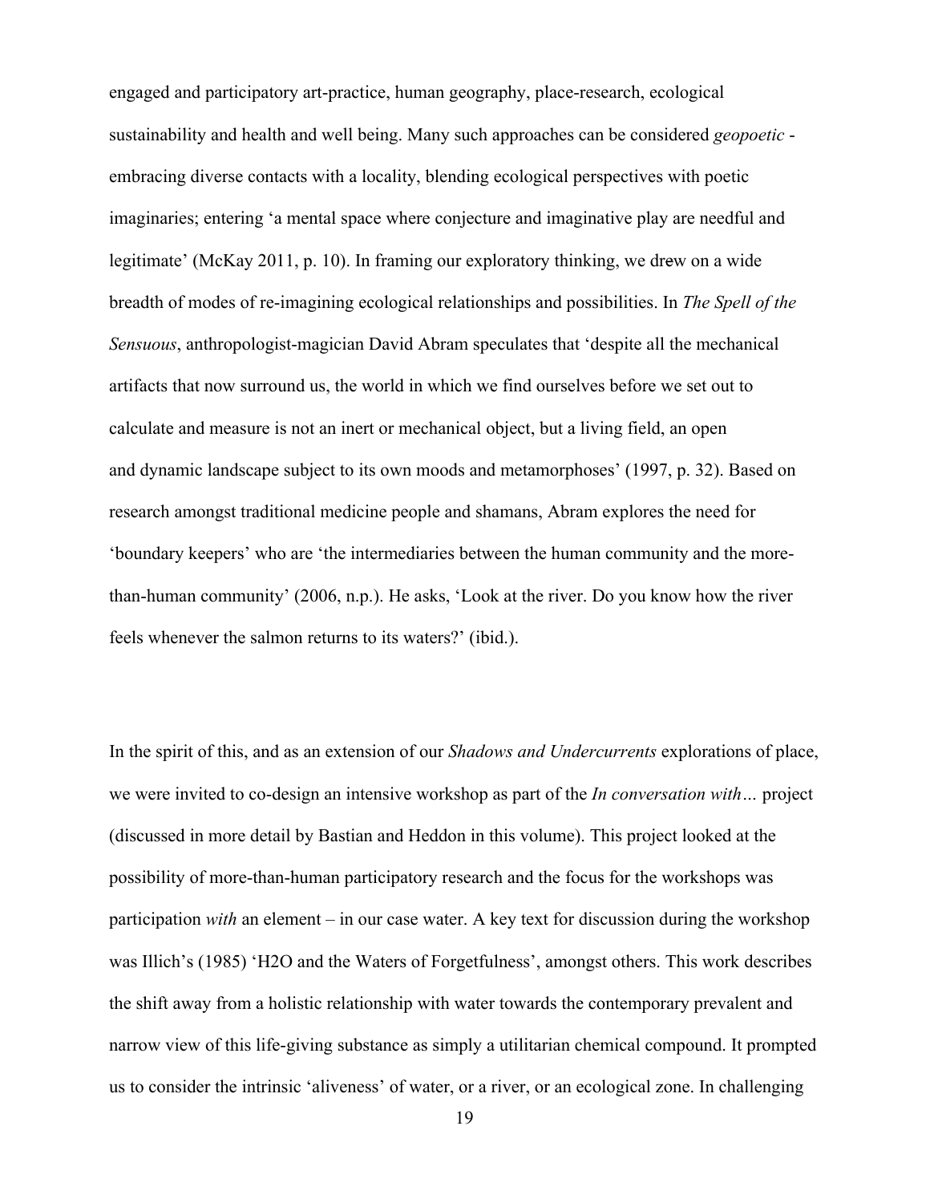engaged and participatory art-practice, human geography, place-research, ecological sustainability and health and well being. Many such approaches can be considered *geopoetic* - embracing diverse contacts with a locality, blending ecological perspectives with poetic imaginaries; entering 'a mental space where conjecture and imaginative play are needful and legitimate' (McKay 2011, p. 10). In framing our exploratory thinking, we drew on a wide breadth of modes of re-imagining ecological relationships and possibilities. In *The Spell of the Sensuous*, anthropologist-magician David Abram speculates that 'despite all the mechanical artifacts that now surround us, the world in which we find ourselves before we set out to calculate and measure is not an inert or mechanical object, but a living field, an open and dynamic landscape subject to its own moods and metamorphoses' (1997, p. 32). Based on research amongst traditional medicine people and shamans, Abram explores the need for 'boundary keepers' who are 'the intermediaries between the human community and the more-than-human community' (2006, n.p.). He asks, 'Look at the river. Do you know how the river feels whenever the salmon returns to its waters?' (ibid.).

In the spirit of this, and as an extension of our *Shadows and Undercurrents* explorations of place, we were invited to co-design an intensive workshop as part of the *In conversation with…* project (discussed in more detail by Bastian and Heddon in this volume). This project looked at the possibility of more-than-human participatory research and the focus for the workshops was participation *with* an element – in our case water. A key text for discussion during the workshop was Illich's (1985) 'H2O and the Waters of Forgetfulness', amongst others. This work describes the shift away from a holistic relationship with water towards the contemporary prevalent and narrow view of this life-giving substance as simply a utilitarian chemical compound. It prompted us to consider the intrinsic 'aliveness' of water, or a river, or an ecological zone. In challenging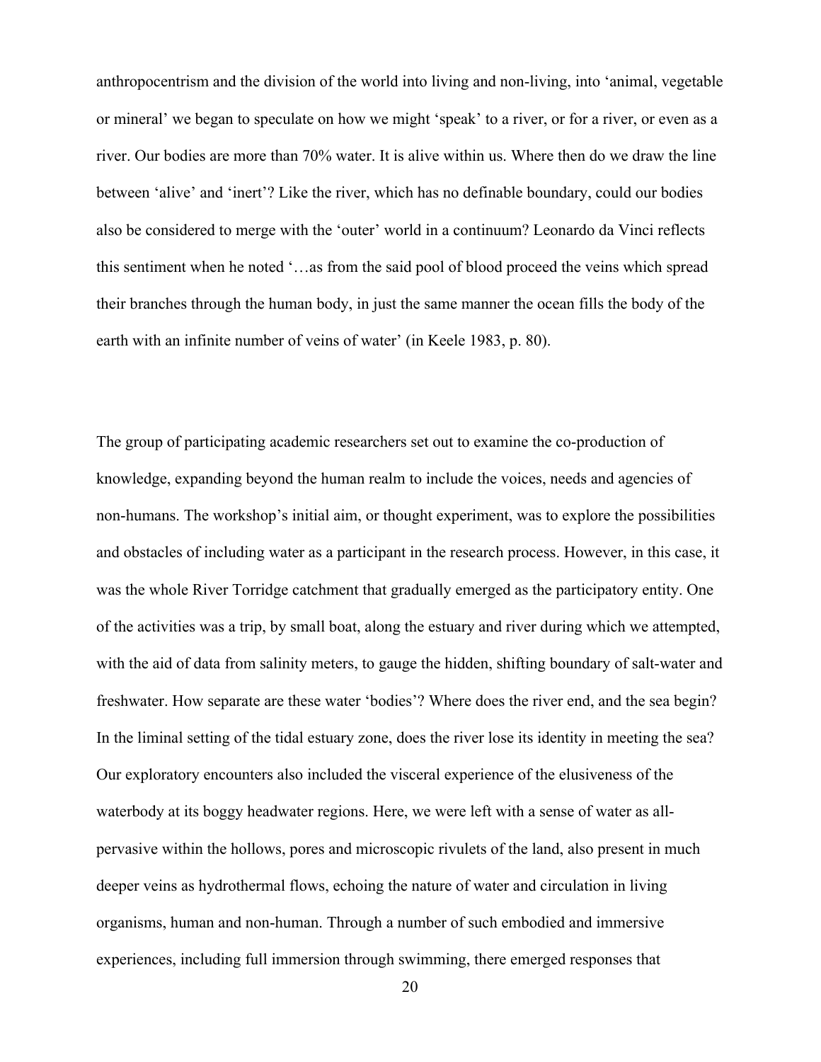anthropocentrism and the division of the world into living and non-living, into 'animal, vegetable or mineral' we began to speculate on how we might 'speak' to a river, or for a river, or even as a river. Our bodies are more than 70% water. It is alive within us. Where then do we draw the line between 'alive' and 'inert'? Like the river, which has no definable boundary, could our bodies also be considered to merge with the 'outer' world in a continuum? Leonardo da Vinci reflects this sentiment when he noted '…as from the said pool of blood proceed the veins which spread their branches through the human body, in just the same manner the ocean fills the body of the earth with an infinite number of veins of water' (in Keele 1983, p. 80).

The group of participating academic researchers set out to examine the co-production of knowledge, expanding beyond the human realm to include the voices, needs and agencies of non-humans. The workshop's initial aim, or thought experiment, was to explore the possibilities and obstacles of including water as a participant in the research process. However, in this case, it was the whole River Torridge catchment that gradually emerged as the participatory entity. One of the activities was a trip, by small boat, along the estuary and river during which we attempted, with the aid of data from salinity meters, to gauge the hidden, shifting boundary of salt-water and freshwater. How separate are these water 'bodies'? Where does the river end, and the sea begin? In the liminal setting of the tidal estuary zone, does the river lose its identity in meeting the sea? Our exploratory encounters also included the visceral experience of the elusiveness of the waterbody at its boggy headwater regions. Here, we were left with a sense of water as all-pervasive within the hollows, pores and microscopic rivulets of the land, also present in much deeper veins as hydrothermal flows, echoing the nature of water and circulation in living organisms, human and non-human. Through a number of such embodied and immersive experiences, including full immersion through swimming, there emerged responses that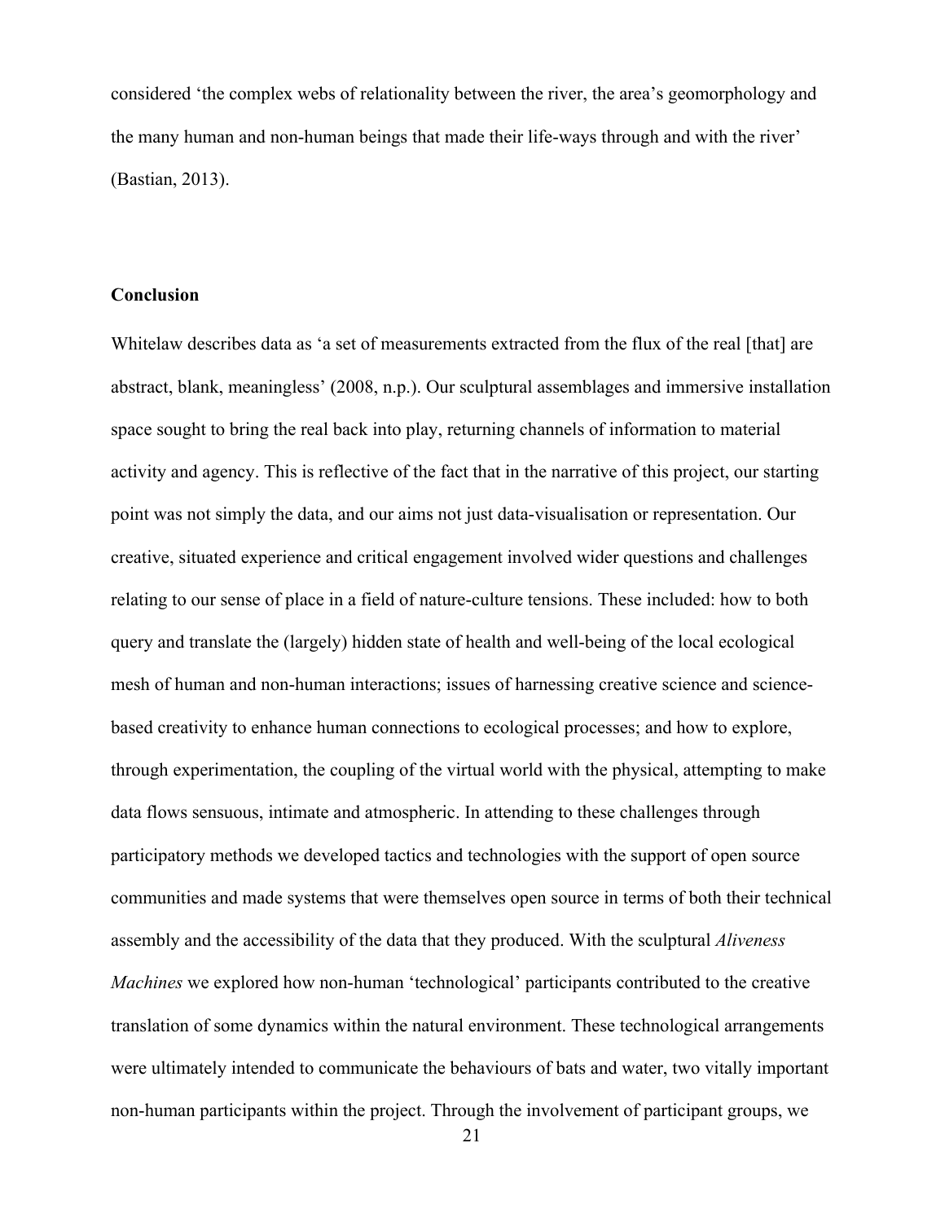considered 'the complex webs of relationality between the river, the area's geomorphology and the many human and non-human beings that made their life-ways through and with the river' (Bastian, 2013).

## Conclusion

Whitelaw describes data as 'a set of measurements extracted from the flux of the real [that] are abstract, blank, meaningless' (2008, n.p.). Our sculptural assemblages and immersive installation space sought to bring the real back into play, returning channels of information to material activity and agency. This is reflective of the fact that in the narrative of this project, our starting point was not simply the data, and our aims not just data-visualisation or representation. Our creative, situated experience and critical engagement involved wider questions and challenges relating to our sense of place in a field of nature-culture tensions. These included: how to both query and translate the (largely) hidden state of health and well-being of the local ecological mesh of human and non-human interactions; issues of harnessing creative science and science-based creativity to enhance human connections to ecological processes; and how to explore, through experimentation, the coupling of the virtual world with the physical, attempting to make data flows sensuous, intimate and atmospheric. In attending to these challenges through participatory methods we developed tactics and technologies with the support of open source communities and made systems that were themselves open source in terms of both their technical assembly and the accessibility of the data that they produced. With the sculptural *Aliveness Machines* we explored how non-human 'technological' participants contributed to the creative translation of some dynamics within the natural environment. These technological arrangements were ultimately intended to communicate the behaviours of bats and water, two vitally important non-human participants within the project. Through the involvement of participant groups, we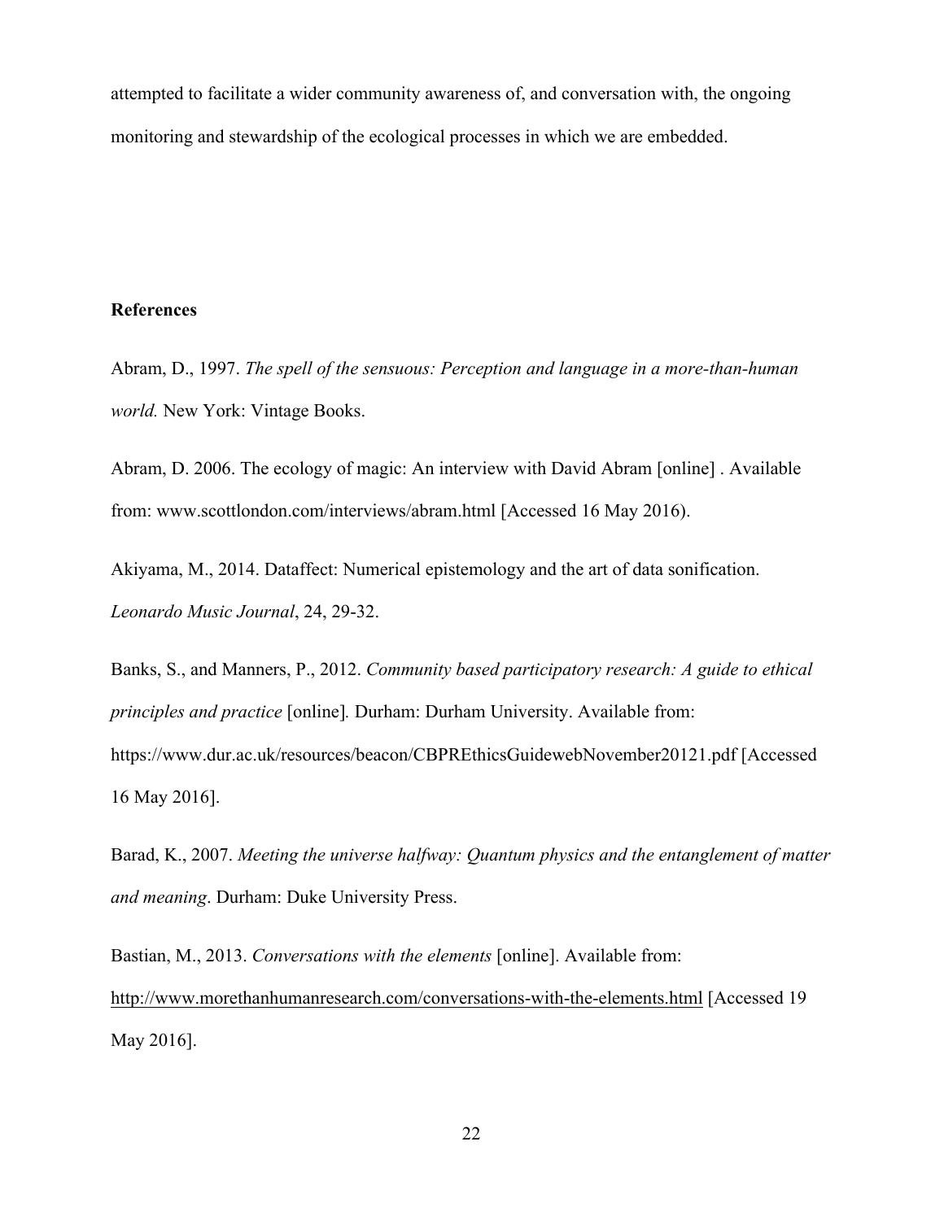attempted to facilitate a wider community awareness of, and conversation with, the ongoing monitoring and stewardship of the ecological processes in which we are embedded.

**References**

Abram, D., 1997. *The spell of the sensuous: Perception and language in a more-than-human world.* New York: Vintage Books.

Abram, D. 2006. The ecology of magic: An interview with David Abram [online] . Available from: www.scottlondon.com/interviews/abram.html [Accessed 16 May 2016).

Akiyama, M., 2014. Dataffect: Numerical epistemology and the art of data sonification. *Leonardo Music Journal*, 24, 29-32.

Banks, S., and Manners, P., 2012. *Community based participatory research: A guide to ethical principles and practice* [online]*.* Durham: Durham University. Available from: https://www.dur.ac.uk/resources/beacon/CBPREthicsGuidewebNovember20121.pdf [Accessed 16 May 2016].

Barad, K., 2007. *Meeting the universe halfway: Quantum physics and the entanglement of matter and meaning*. Durham: Duke University Press.

Bastian, M., 2013. *Conversations with the elements* [online]. Available from: http://www.morethanhumanresearch.com/conversations-with-the-elements.html [Accessed 19 May 2016].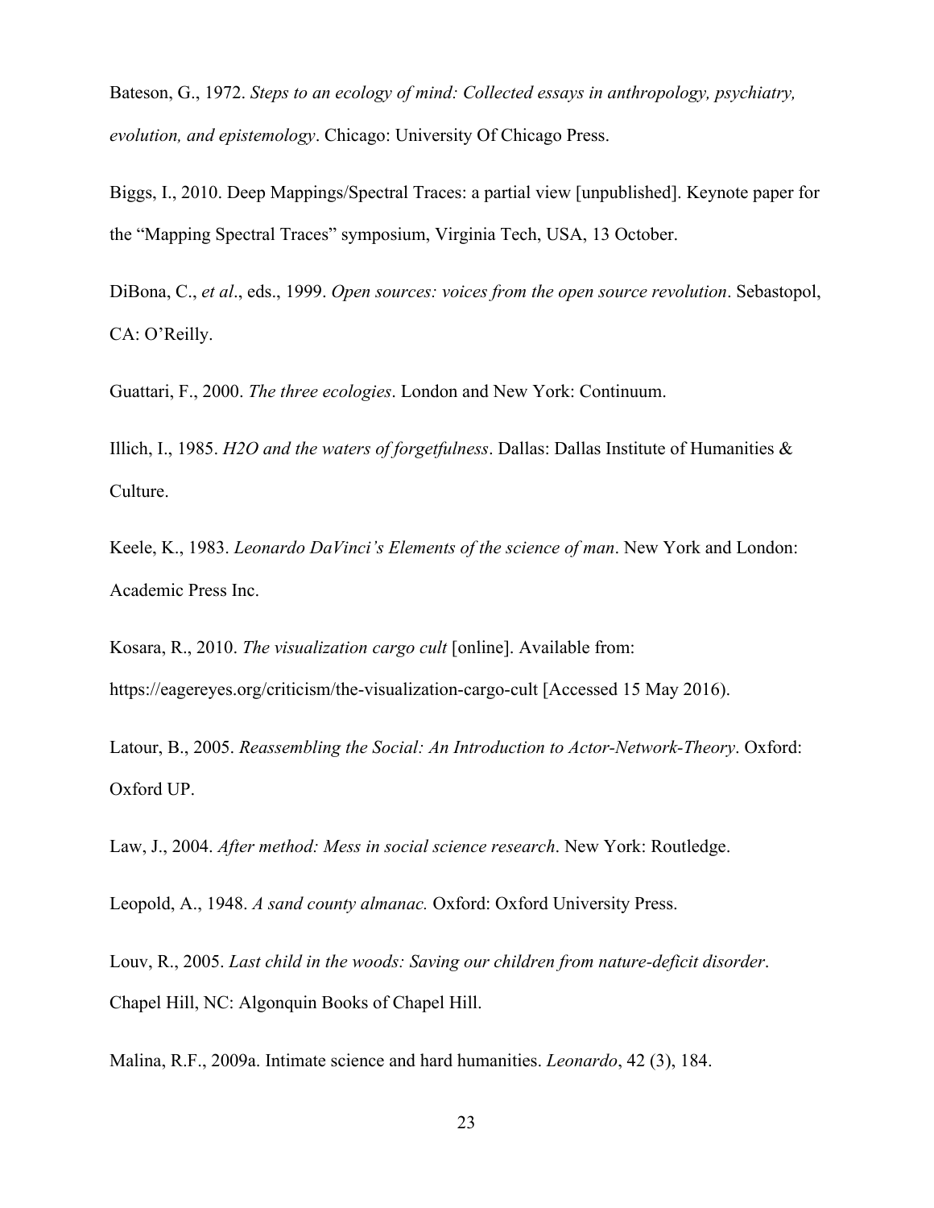Bateson, G., 1972. *Steps to an ecology of mind: Collected essays in anthropology, psychiatry, evolution, and epistemology*. Chicago: University Of Chicago Press.

Biggs, I., 2010. Deep Mappings/Spectral Traces: a partial view [unpublished]. Keynote paper for the "Mapping Spectral Traces" symposium, Virginia Tech, USA, 13 October.

DiBona, C., *et al*., eds., 1999. *Open sources: voices from the open source revolution*. Sebastopol, CA: O'Reilly.

Guattari, F., 2000. *The three ecologies*. London and New York: Continuum.

Illich, I., 1985. *H2O and the waters of forgetfulness*. Dallas: Dallas Institute of Humanities & Culture.

Keele, K., 1983. *Leonardo DaVinci's Elements of the science of man*. New York and London: Academic Press Inc.

Kosara, R., 2010. *The visualization cargo cult* [online]. Available from: https://eagereyes.org/criticism/the-visualization-cargo-cult [Accessed 15 May 2016).

Latour, B., 2005. *Reassembling the Social: An Introduction to Actor-Network-Theory*. Oxford: Oxford UP.

Law, J., 2004. *After method: Mess in social science research*. New York: Routledge.

Leopold, A., 1948. *A sand county almanac.* Oxford: Oxford University Press.

Louv, R., 2005. *Last child in the woods: Saving our children from nature-deficit disorder*. Chapel Hill, NC: Algonquin Books of Chapel Hill.

Malina, R.F., 2009a. Intimate science and hard humanities. *Leonardo*, 42 (3), 184.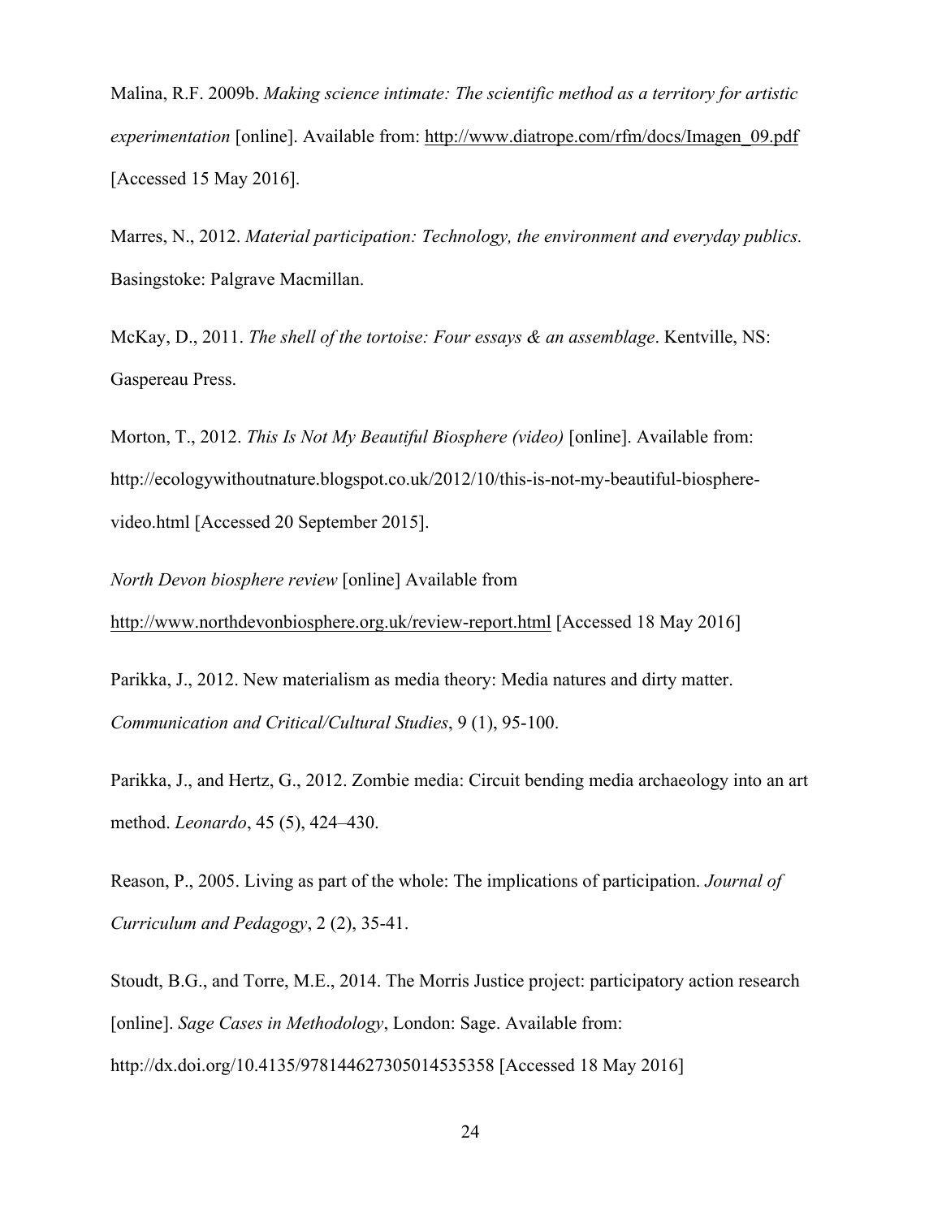Malina, R.F. 2009b. *Making science intimate: The scientific method as a territory for artistic experimentation* [online]. Available from: http://www.diatrope.com/rfm/docs/Imagen_09.pdf [Accessed 15 May 2016].

Marres, N., 2012. *Material participation: Technology, the environment and everyday publics.* Basingstoke: Palgrave Macmillan.

McKay, D., 2011. *The shell of the tortoise: Four essays & an assemblage*. Kentville, NS: Gaspereau Press.

Morton, T., 2012. *This Is Not My Beautiful Biosphere (video)* [online]. Available from: http://ecologywithoutnature.blogspot.co.uk/2012/10/this-is-not-my-beautiful-biosphere-video.html [Accessed 20 September 2015].

*North Devon biosphere review* [online] Available from http://www.northdevonbiosphere.org.uk/review-report.html [Accessed 18 May 2016]

Parikka, J., 2012. New materialism as media theory: Media natures and dirty matter. *Communication and Critical/Cultural Studies*, 9 (1), 95-100.

Parikka, J., and Hertz, G., 2012. Zombie media: Circuit bending media archaeology into an art method. *Leonardo*, 45 (5), 424–430.

Reason, P., 2005. Living as part of the whole: The implications of participation. *Journal of Curriculum and Pedagogy*, 2 (2), 35-41.

Stoudt, B.G., and Torre, M.E., 2014. The Morris Justice project: participatory action research [online]. *Sage Cases in Methodology*, London: Sage. Available from: http://dx.doi.org/10.4135/978144627305014535358 [Accessed 18 May 2016]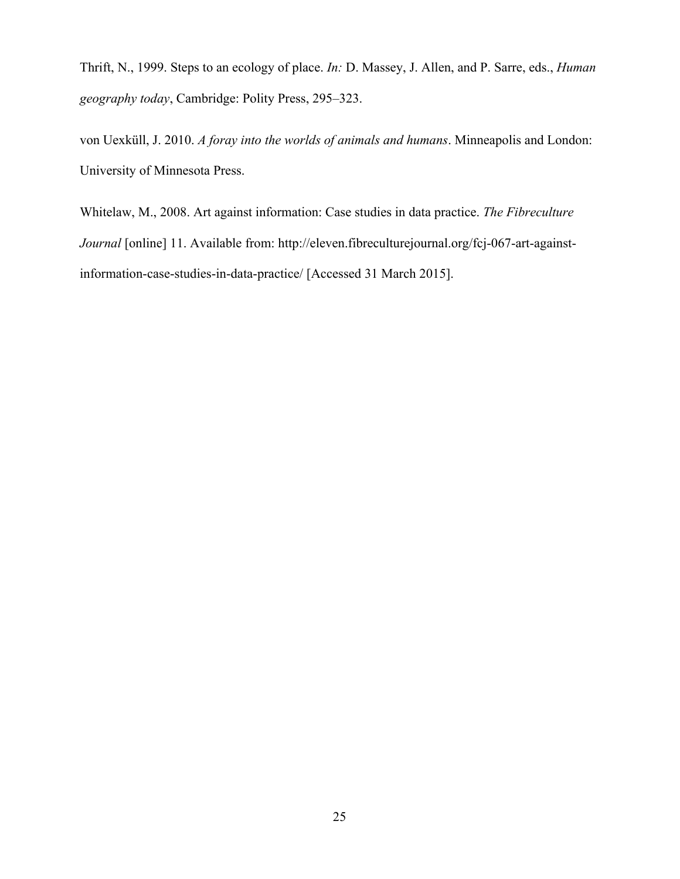Thrift, N., 1999. Steps to an ecology of place. *In:* D. Massey, J. Allen, and P. Sarre, eds., *Human geography today*, Cambridge: Polity Press, 295–323.

von Uexküll, J. 2010. *A foray into the worlds of animals and humans*. Minneapolis and London: University of Minnesota Press.

Whitelaw, M., 2008. Art against information: Case studies in data practice. *The Fibreculture Journal* [online] 11. Available from: http://eleven.fibreculturejournal.org/fcj-067-art-against-information-case-studies-in-data-practice/ [Accessed 31 March 2015].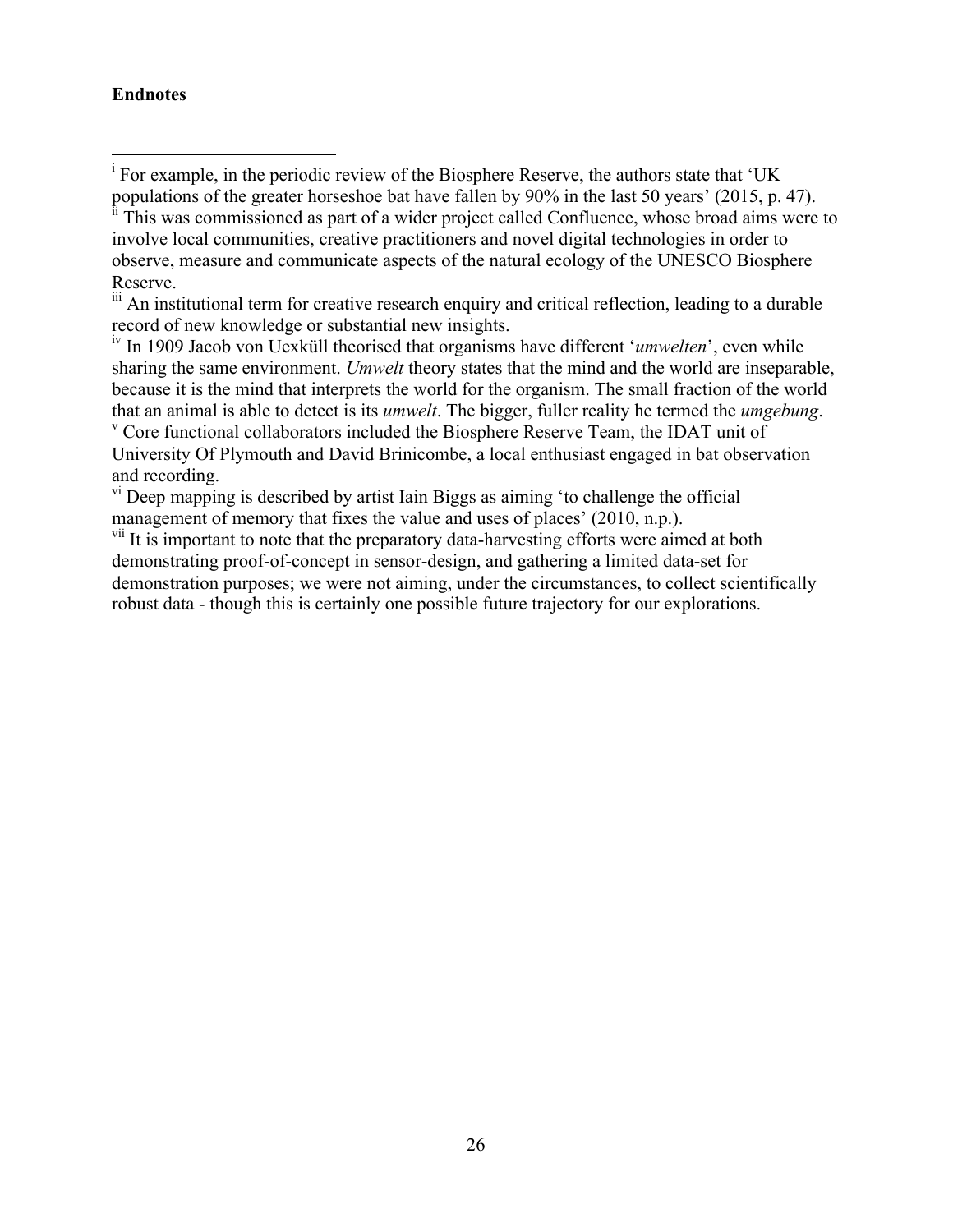**Endnotes**

[i] For example, in the periodic review of the Biosphere Reserve, the authors state that 'UK populations of the greater horseshoe bat have fallen by 90% in the last 50 years' (2015, p. 47).

[ii] This was commissioned as part of a wider project called Confluence, whose broad aims were to involve local communities, creative practitioners and novel digital technologies in order to observe, measure and communicate aspects of the natural ecology of the UNESCO Biosphere Reserve.

[iii] An institutional term for creative research enquiry and critical reflection, leading to a durable record of new knowledge or substantial new insights.

[iv] In 1909 Jacob von Uexküll theorised that organisms have different '*umwelten*', even while sharing the same environment. *Umwelt* theory states that the mind and the world are inseparable, because it is the mind that interprets the world for the organism. The small fraction of the world that an animal is able to detect is its *umwelt*. The bigger, fuller reality he termed the *umgebung*.

[v] Core functional collaborators included the Biosphere Reserve Team, the IDAT unit of University Of Plymouth and David Brinicombe, a local enthusiast engaged in bat observation and recording.

[vi] Deep mapping is described by artist Iain Biggs as aiming 'to challenge the official management of memory that fixes the value and uses of places' (2010, n.p.).

[vii] It is important to note that the preparatory data-harvesting efforts were aimed at both demonstrating proof-of-concept in sensor-design, and gathering a limited data-set for demonstration purposes; we were not aiming, under the circumstances, to collect scientifically robust data - though this is certainly one possible future trajectory for our explorations.